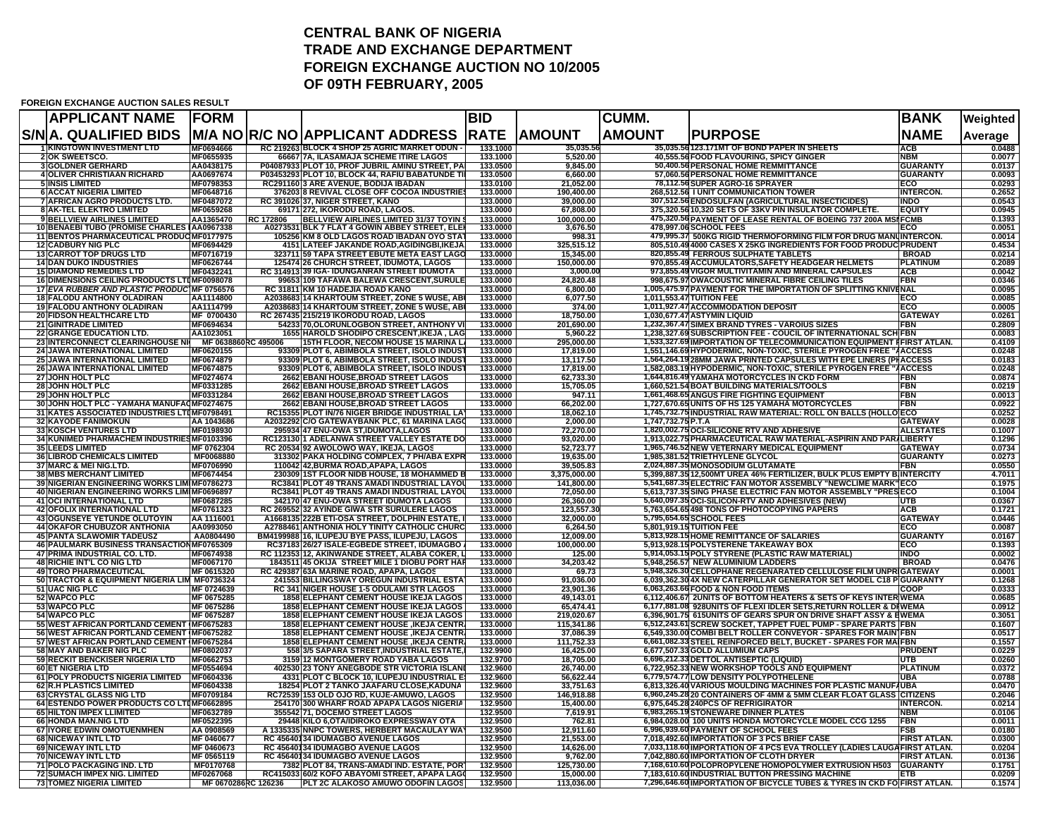# CENTRAL BANK OF NIGERIA
# TRADE AND EXCHANGE DEPARTMENT
# FOREIGN EXCHANGE AUCTION NO 10/2005
# OF 09TH FEBRUARY, 2005

**FOREIGN EXCHANGE AUCTION SALES RESULT**

| S/N | APPLICANT NAME A. QUALIFIED BIDS | FORM M/A NO | R/C NO | APPLICANT ADDRESS | BID RATE | AMOUNT | CUMM. AMOUNT | PURPOSE | BANK NAME | Weighted Average |
|---|---|---|---|---|---|---|---|---|---|---|
| 1 | KINGTOWN INVESTMENT LTD | MF0694666 | RC 219263 | BLOCK 4 SHOP 25 AGRIC MARKET ODUN - | 133.1000 | 35,035.56 | 35,035.56 | 123.171MT OF BOND PAPER IN SHEETS | ACB | 0.0488 |
| 2 | OK SWEETSCO. | MF0655935 | 66667 | 7A, ILASAMAJA SCHEME ITIRE LAGOS | 133.1000 | 5,520.00 | 40,555.56 | FOOD FLAVOURING, SPICY GINGER | NBM | 0.0077 |
| 3 | GOLDNER GERHARD | AA0438175 | P04087933 | PLOT 10, PROF JUBRIL AMINU STREET, PA | 133.0500 | 9,845.00 | 50,400.56 | PERSONAL HOME REMMITTANCE | GUARANTY | 0.0137 |
| 4 | OLIVER CHRISTIAAN RICHARD | AA0697674 | P03453293 | PLOT 10, BLOCK 44, RAFIU BABATUNDE TI | 133.0500 | 6,660.00 | 57,060.56 | PERSONAL HOME REMMITTANCE | GUARANTY | 0.0093 |
| 5 | INSIS LIMITED | MF0798353 | RC291160 | 3 ARE AVENUE, BODIJA IBADAN | 133.0100 | 21,052.00 | 78,112.56 | SUPER AGRO-16 SPRAYER | ECO | 0.0293 |
| 6 | ACCAT NIGERIA LIMITED | MF0648716 | 376203 | 8 REVIVAL CLOSE OFF COCOA INDUSTRIES | 133.0000 | 190,400.00 | 268,512.56 | 1 UNIT COMMUNICATION TOWER | INTERCON. | 0.2652 |
| 7 | AFRICAN AGRO PRODUCTS LTD. | MF0487072 | RC 391026 | 37, NIGER STREET, KANO | 133.0000 | 39,000.00 | 307,512.56 | ENDOSULFAN (AGRICULTURAL INSECTICIDES) | INDO | 0.0543 |
| 8 | AK-TEL ELEKTRO LIMITED | MF0659268 | 69171 | 272, IKORODU ROAD, LAGOS. | 133.0000 | 67,808.00 | 375,320.56 | 10,320 SETS OF 33KV PIN INSULATOR COMPLETE. | EQUITY | 0.0945 |
| 9 | BELLVIEW AIRLINES LIMITED | AA1365470 | RC 172806 | BELLVIEW AIRLINES LIMITED 31/37 TOYIN S | 133.0000 | 100,000.00 | 475,320.56 | PAYMENT OF LEASE RENTAL OF BOEING 737 200A MSN | FCMB | 0.1393 |
| 10 | BENAEBI TUBO (PROMISE CHARLES T | AA0967338 | A0273531 | BLK 7 FLAT 4 GOWIN ABBEY STREET, ELE | 133.0000 | 3,676.50 | 478,997.06 | SCHOOL FEES | ECO | 0.0051 |
| 11 | BENTOS PHARMACEUTICAL PRODUC | MF0177975 | 105256 | KM 8 OLD LAGOS ROAD IBADAN OYO STAT | 133.0000 | 998.31 | 479,995.37 | 500KG RIGID THERMOFORMING FILM FOR DRUG MANU | INTERCON. | 0.0014 |
| 12 | CADBURY NIG PLC | MF0694429 | 4151 | LATEEF JAKANDE ROAD,AGIDINGBI,IKEJA | 133.0000 | 325,515.12 | 805,510.49 | 4000 CASES X 25KG INGREDIENTS FOR FOOD PRODUC | PRUDENT | 0.4534 |
| 13 | CARROT TOP DRUGS LTD | MF0716719 | 323711 | 59 TAPA STREET EBUTE META EAST LAGO | 133.0000 | 15,345.00 | 820,855.49 | FERROUS SULPHATE TABLETS | BROAD | 0.0214 |
| 14 | DAN DUKO INDUSTRIES | MF0626744 | 125474 | 26 CHURCH STREET, IDUMOTA, LAGOS | 133.0000 | 150,000.00 | 970,855.49 | ACCUMULATORS,SAFETY HEADGEAR HELMETS | PLATINUM | 0.2089 |
| 15 | DIAMOND REMEDIES LTD | MF0432241 | RC 314913 | 39 IGA- IDUNGANRAN STREET IDUMOTA | 133.0000 | 3,000.00 | 973,855.49 | VIGOR MULTIVITAMIN AND MINERAL CAPSULES | ACB | 0.0042 |
| 16 | DIMENSIONS CEILING PRODUCTS LTD | MF0098078 | 99653 | 109 TAFAWA BALEWA CRESCENT,SURULE | 133.0000 | 24,820.48 | 998,675.97 | OWACOUSTIC MINERAL FIBRE CEILING TILES | FBN | 0.0346 |
| 17 | *EVA RUBBER AND PLASTIC PRODUC* | MF 0756576 | RC 31811 | KM 10 HADEJIA ROAD KANO | 133.0000 | 6,800.00 | 1,005,475.97 | PAYMENT FOR THE IMPORTATION OF SPLITTING KNIVE | NAL | 0.0095 |
| 18 | FALODU ANTHONY OLADIRAN | AA1114800 | A2038683 | 14 KHARTOUM STREET, ZONE 5 WUSE, ABU | 133.0000 | 6,077.50 | 1,011,553.47 | TUITION FEE | ECO | 0.0085 |
| 19 | FALODU ANTHONY OLADIRAN | AA1114799 | A2038683 | 14 KHARTOUM STREET, ZONE 5 WUSE, ABU | 133.0000 | 374.00 | 1,011,927.47 | ACCOMMODATION DEPOSIT | ECO | 0.0005 |
| 20 | FIDSON HEALTHCARE LTD | MF 0700430 | RC 267435 | 215/219 IKORODU ROAD, LAGOS | 133.0000 | 18,750.00 | 1,030,677.47 | ASTYMIN LIQUID | GATEWAY | 0.0261 |
| 21 | GINITRADE LIMITED | MF0694634 | 54233 | 70,OLORUNLOGBON STREET, ANTHONY VI | 133.0000 | 201,690.00 | 1,232,367.47 | SIMEX BRAND TYRES - VAROIUS SIZES | FBN | 0.2809 |
| 22 | GRANGE EDUCATION LTD. | AA1023051 | 1655 | HAROLD SHODIPO CRESCENT,IKEJA , LAG | 133.0000 | 5,960.22 | 1,238,327.69 | SUBSCRIPTION FEE - COUCIL OF INTERNATIONAL SCH | FBN | 0.0083 |
| 23 | INTERCONNECT CLEARINGHOUSE NI | MF 0638860 | RC 495006 | 15TH FLOOR, NECOM HOUSE 15 MARINA L | 133.0000 | 295,000.00 | 1,533,327.69 | IMPORTATION OF TELECOMMUNICATION EQUIPMENT F | FIRST ATLAN. | 0.4109 |
| 24 | JAWA INTERNATIONAL LIMITED | MF0620155 | 93309 | PLOT 6, ABIMBOLA STREET, ISOLO INDUST | 133.0000 | 17,819.00 | 1,551,146.69 | HYPODERMIC, NON-TOXIC, STERILE PYROGEN FREE "A | ACCESS | 0.0248 |
| 25 | JAWA INTERNATIONAL LIMITED | MF0674879 | 93309 | PLOT 6, ABIMBOLA STREET, ISOLO INDUST | 133.0000 | 13,117.50 | 1,564,264.19 | 28MM JAWA PRINTED CAPSULES WITH EPE LINERS (PI | ACCESS | 0.0183 |
| 26 | JAWA INTERNATIONAL LIMITED | MF0674875 | 93309 | PLOT 6, ABIMBOLA STREET, ISOLO INDUST | 133.0000 | 17,819.00 | 1,582,083.19 | HYPODERMIC, NON-TOXIC, STERILE PYROGEN FREE "A | ACCESS | 0.0248 |
| 27 | JOHN HOLT PLC | MF0274674 | 2662 | EBANI HOUSE,BROAD STREET LAGOS | 133.0000 | 62,733.30 | 1,644,816.49 | YAMAHA MOTORCYCLES IN CKD FORM | FBN | 0.0874 |
| 28 | JOHN HOLT PLC | MF0331285 | 2662 | EBANI HOUSE,BROAD STREET LAGOS | 133.0000 | 15,705.05 | 1,660,521.54 | BOAT BUILDING MATERIALS/TOOLS | FBN | 0.0219 |
| 29 | JOHN HOLT PLC | MF0331284 | 2662 | EBANI HOUSE,BROAD STREET LAGOS | 133.0000 | 947.11 | 1,661,468.65 | ANGUS FIRE FIGHTING EQUIPMENT | FBN | 0.0013 |
| 30 | JOHN HOLT PLC - YAMAHA MANUFAC | MF0274675 | 2662 | EBANI HOUSE,BROAD STREET LAGOS | 133.0000 | 66,202.00 | 1,727,670.65 | UNITS OF HS 125 YAMAHA MOTORCYCLES | FBN | 0.0922 |
| 31 | KATES ASSOCIATED INDUSTRIES LTD | MF0798491 | RC15355 | PLOT IN/76 NIGER BRIDGE INDUSTRIAL LAY | 133.0000 | 18,062.10 | 1,745,732.75 | INDUSTRIAL RAW MATERIAL: ROLL ON BALLS (HOLLO | ECO | 0.0252 |
| 32 | KAYODE FANIMOKUN | AA 1043686 | A2032292 | C/O GATEWAYBANK PLC, 61 MARINA LAGO | 133.0000 | 2,000.00 | 1,747,732.75 | P.T.A | GATEWAY | 0.0028 |
| 33 | KOSCH VENTURES LTD | MF0198930 | 295934 | 47 ENU-OWA ST,IDUMOTA,LAGOS | 133.0000 | 72,270.00 | 1,820,002.75 | OCI-SILICONE RTV AND ADHESIVE | ALLSTATES | 0.1007 |
| 34 | KUNIMED PHARMACHEM INDUSTRIES | MF0103396 | RC123130 | 1 ADELANWA STREET VALLEY ESTATE DO | 133.0000 | 93,020.00 | 1,913,022.75 | PHARMACEUTICAL RAW MATERIAL-ASPIRIN AND PARA | LIBERTY | 0.1296 |
| 35 | LEEDS LIMITED | MF 0762304 | RC 20534 | 92 AWOLOWO WAY, IKEJA, LAGOS | 133.0000 | 52,723.77 | 1,965,746.52 | NEW VETERNARY MEDICAL EQUIPMENT | GATEWAY | 0.0734 |
| 36 | LIBROD CHEMICALS LIMITED | MF0068880 | 313302 | PAKA HOLDING COMPLEX, 7 PH/ABA EXPR | 133.0000 | 19,635.00 | 1,985,381.52 | TRIETHYLENE GLYCOL | GUARANTY | 0.0273 |
| 37 | MARC & MEI NIG.LTD. | MF0706990 | 110042 | 42,BURMA ROAD,APAPA, LAGOS | 133.0000 | 39,505.83 | 2,024,887.35 | MONOSODIUM GLUTAMATE | FBN | 0.0550 |
| 38 | MBS MERCHANT LIMITED | MF0674454 | 230309 | 1ST FLOOR NIDB HOUSE, 18 MOHAMMED B | 133.0000 | 3,375,000.00 | 5,399,887.35 | 12,500MT UREA 46% FERTILIZER, BULK PLUS EMPTY B | INTERCITY | 4.7011 |
| 39 | NIGERIAN ENGINEERING WORKS LIMI | MF0786273 | RC3841 | PLOT 49 TRANS AMADI INDUSTRIAL LAYOU | 133.0000 | 141,800.00 | 5,541,687.35 | ELECTRIC FAN MOTOR ASSEMBLY "NEWCLIME MARK" | ECO | 0.1975 |
| 40 | NIGERIAN ENGINEERING WORKS LIMI | MF0696897 | RC3841 | PLOT 49 TRANS AMADI INDUSTRIAL LAYOU | 133.0000 | 72,050.00 | 5,613,737.35 | SING PHASE ELECTRIC FAN MOTOR ASSEMBLY "PRES | ECO | 0.1004 |
| 41 | OCI INTERNATIONAL LTD | MF0687285 | 342170 | 47 ENU-OWA STREET IDUMOTA LAGOS | 133.0000 | 26,360.00 | 5,640,097.35 | OCI-SILICON-RTV AND ADHESIVES (NEW) | UTB | 0.0367 |
| 42 | OFOLIX INTERNATIONAL LTD | MF0761323 | RC 269552 | 32 AYINDE GIWA STR SURULERE LAGOS | 133.0000 | 123,557.30 | 5,763,654.65 | 498 TONS OF PHOTOCOPYING PAPERS | ACB | 0.1721 |
| 43 | OGUNSEYE YETUNDE OLUTOYIN | AA 1116001 | A1668135 | 222B ETI-OSA STREET, DOLPHIN ESTATE, I | 133.0000 | 32,000.00 | 5,795,654.65 | SCHOOL FEES | GATEWAY | 0.0446 |
| 44 | OKAFOR CHUBUZOR ANTHONIA | AA0993050 | A2788461 | ANTHONIA HOLY TINITY CATHOLIC CHURC | 133.0000 | 6,264.50 | 5,801,919.15 | TUITION FEE | ECO | 0.0087 |
| 45 | PANTA SLAWOMIR TADEUSZ | AA0804490 | BM4199988 | 16, ILUPEJU BYE PASS, ILUPEJU, LAGOS | 133.0000 | 12,009.00 | 5,813,928.15 | HOME REMITTANCE OF SALARIES | GUARANTY | 0.0167 |
| 46 | PAULMARK BUSINESS TRANSACTION | MF0765309 | RC37183 | 26/27 ISALE-EGBEDE STREET, IDUMAGBO | 133.0000 | 100,000.00 | 5,913,928.15 | POLYSTERENE TAKEAWAY BOX | ECO | 0.1393 |
| 47 | PRIMA INDUSTRIAL CO. LTD. | MF0674938 | RC 112353 | 12, AKINWANDE STREET, ALABA COKER, L | 133.0000 | 125.00 | 5,914,053.15 | POLY STYRENE (PLASTIC RAW MATERIAL) | INDO | 0.0002 |
| 48 | RICHIE INT'L CO NIG LTD | MF0067170 | 184351 | 45 OKIJA STREET MILE 1 DIOBU PORT HAR | 133.0000 | 34,203.42 | 5,948,256.57 | NEW ALUMINIUM LADDERS | BROAD | 0.0476 |
| 49 | TORO PHARMACEUTICAL | MF 0615320 | RC 429387 | 63A MARINE ROAD, APAPA, LAGOS | 133.0000 | 69.73 | 5,948,326.30 | CELLOPHANE REGENARATED CELLULOSE FILM UNPRI | GATEWAY | 0.0001 |
| 50 | TRACTOR & EQUIPMENT NIGERIA LIM | MF0736324 | 241553 | BILLINGSWAY OREGUN INDUSTRIAL ESTA | 133.0000 | 91,036.00 | 6,039,362.30 | 4X NEW CATERPILLAR GENERATOR SET MODEL C18 P | GUARANTY | 0.1268 |
| 51 | UAC NIG PLC | MF 0724639 | RC 341 | NIGER HOUSE 1-5 ODULAMI STR LAGOS | 133.0000 | 23,901.36 | 6,063,263.66 | FOOD & NON FOOD ITEMS | COOP | 0.0333 |
| 52 | WAPCO PLC | MF 0675285 | 1858 | ELEPHANT CEMENT HOUSE IKEJA LAGOS | 133.0000 | 49,143.01 | 6,112,406.67 | 2UNITS OF BOTTOM HEATERS & SETS OF KEYS INTER | WEMA | 0.0685 |
| 53 | WAPCO PLC | MF 0675286 | 1858 | ELEPHANT CEMENT HOUSE IKEJA LAGOS | 133.0000 | 65,474.41 | 6,177,881.08 | 928UNITS OF FLEXI IDLER SETS,RETURN ROLLER & DI | WEMA | 0.0912 |
| 54 | WAPCO PLC | MF 0675287 | 1858 | ELEPHANT CEMENT HOUSE IKEJA LAGOS | 133.0000 | 219,020.67 | 6,396,901.75 | 615UNITS OF GEARS SPUR ON DRIVE SHAFT ASSY & E | WEMA | 0.3051 |
| 55 | WEST AFRICAN PORTLAND CEMENT P | MF0675283 | 1858 | ELEPHANT CEMENT HOUSE ,IKEJA CENTR | 133.0000 | 115,341.86 | 6,512,243.61 | SCREW SOCKET, TAPPET FUEL PUMP - SPARE PARTS | FBN | 0.1607 |
| 56 | WEST AFRICAN PORTLAND CEMENT P | MF0675282 | 1858 | ELEPHANT CEMENT HOUSE ,IKEJA CENTR | 133.0000 | 37,086.39 | 6,549,330.00 | COMBI BELT ROLLER CONVEYOR - SPARES FOR MAIN | FBN | 0.0517 |
| 57 | WEST AFRICAN PORTLAND CEMENT P | MF0675284 | 1858 | ELEPHANT CEMENT HOUSE ,IKEJA CENTR | 133.0000 | 111,752.33 | 6,661,082.33 | STEEL REINFORCED BELT, BUCKET - SPARES FOR MA | FBN | 0.1557 |
| 58 | MAY AND BAKER NIG PLC | MF0802037 | 558 | 3/5 SAPARA STREET,INDUSTRIAL ESTATE, | 132.9900 | 16,425.00 | 6,677,507.33 | GOLD ALLUMIUM CAPS | PRUDENT | 0.0229 |
| 59 | RECKIT BENCKISER NIGERIA LTD | MF0662753 | 3159 | 12 MONTGOMERY ROAD YABA LAGOS | 132.9700 | 18,705.00 | 6,696,212.33 | DETTOL ANTISEPTIC (LIQUID) | UTB | 0.0260 |
| 60 | ET NIGERIA LTD | MF0554694 | 402530 | 23 TONY ANEGBODE STR VICTORIA ISLANI | 132.9600 | 26,740.00 | 6,722,952.33 | NEW WORKSHOP TOOLS AND EQUIPMENT | PLATINUM | 0.0372 |
| 61 | POLY PRODUCTS NIGERIA LIMITED | MF0604336 | 4331 | PLOT C BLOCK 10, ILUPEJU INDUSTRIAL E | 132.9600 | 56,622.44 | 6,779,574.77 | LOW DENSITY POLYPOTHELENE | UBA | 0.0788 |
| 62 | R.H PLASTICS LIMITED | MF0604338 | 18254 | PLOT 2 TANKO JAAFARU CLOSE,KADUNA | 132.9600 | 33,751.63 | 6,813,326.40 | VARIOUS MOULDING MACHINES FOR PLASTIC MANUFA | UBA | 0.0470 |
| 63 | CRYSTAL GLASS NIG LTD | MF0709184 | RC72539 | 153 OLD OJO RD, KUJE-AMUWO, LAGOS | 132.9500 | 146,918.88 | 6,960,245.28 | 20 CONTAINERS OF 4MM & 5MM CLEAR FLOAT GLASS | CITIZENS | 0.2046 |
| 64 | ESTENDO POWER PRODUCTS CO LTD | MF0662895 | 254170 | 300 WHARF ROAD APAPA LAGOS NIGERIA | 132.9500 | 15,400.00 | 6,975,645.28 | 240PCS OF REFRIGIRATOR | INTERCON. | 0.0214 |
| 65 | HILTON IMPEX LLIMITED | MF0632789 | 355384 | 71, DOCEMO STREET LAGOS | 132.9500 | 7,619.91 | 6,983,265.19 | STONEWARE DINNER PLATES | NBM | 0.0106 |
| 66 | HONDA MAN.NIG LTD | MF0522395 | 29448 | KILO 6,OTA/IDIROKO EXPRESSWAY OTA | 132.9500 | 762.81 | 6,984,028.00 | 100 UNITS HONDA MOTORCYCLE MODEL CCG 1255 | FBN | 0.0011 |
| 67 | IYORE EDWIN OWOTUENMHEN | AA 0908569 | A 1335335 | NNPC TOWERS, HERBERT MACAULAY WAY | 132.9500 | 12,911.60 | 6,996,939.60 | PAYMENT OF SCHOOL FEES | FSB | 0.0180 |
| 68 | NICEWAY INTL LTD | MF 0460677 | RC 456401 | 34 IDUMAGBO AVENUE LAGOS | 132.9500 | 21,553.00 | 7,018,492.60 | IMPORTATION OF 3 PCS BRIEF CASE | FIRST ATLAN. | 0.0300 |
| 69 | NICEWAY INTL LTD | MF 0460673 | RC 456401 | 34 IDUMAGBO AVENUE LAGOS | 132.9500 | 14,626.00 | 7,033,118.60 | IMPORTATION OF 4 PCS EVA TROLLEY (LADIES LAUGA | FIRST ATLAN. | 0.0204 |
| 70 | NICEWAY INTL LTD | MF 0565119 | RC 456401 | 34 IDUMAGBO AVENUE LAGOS | 132.9500 | 9,762.00 | 7,042,880.60 | IMPORTATION OF CLOTH DRYER | FIRST ATLAN. | 0.0136 |
| 71 | POLO PACKAGING IND. LTD | MF0170768 | 7382 | PLOT 84, TRANS-AMADI IND. ESTATE, POR | 132.9500 | 125,730.00 | 7,168,610.60 | POLOPROPYLENE HOMOPOLYMER EXTRUSION H503 | GUARANTY | 0.1751 |
| 72 | SUMACH IMPEX NIG. LIMITED | MF0267068 | RC415033 | 60/2 KOFO ABAYOMI STREET, APAPA LAGO | 132.9500 | 15,000.00 | 7,183,610.60 | INDUSTRIAL BUTTON PRESSING MACHINE | ETB | 0.0209 |
| 73 | TOMEZ NIGERIA LIMITED | MF 0670286 | RC 126236 | PLT 2C ALAKOSO AMUWO ODOFIN LAGOS | 132.9500 | 113,036.00 | 7,296,646.60 | IMPORTATION OF BICYCLE TUBES & TYRES IN CKD FO | FIRST ATLAN. | 0.1574 |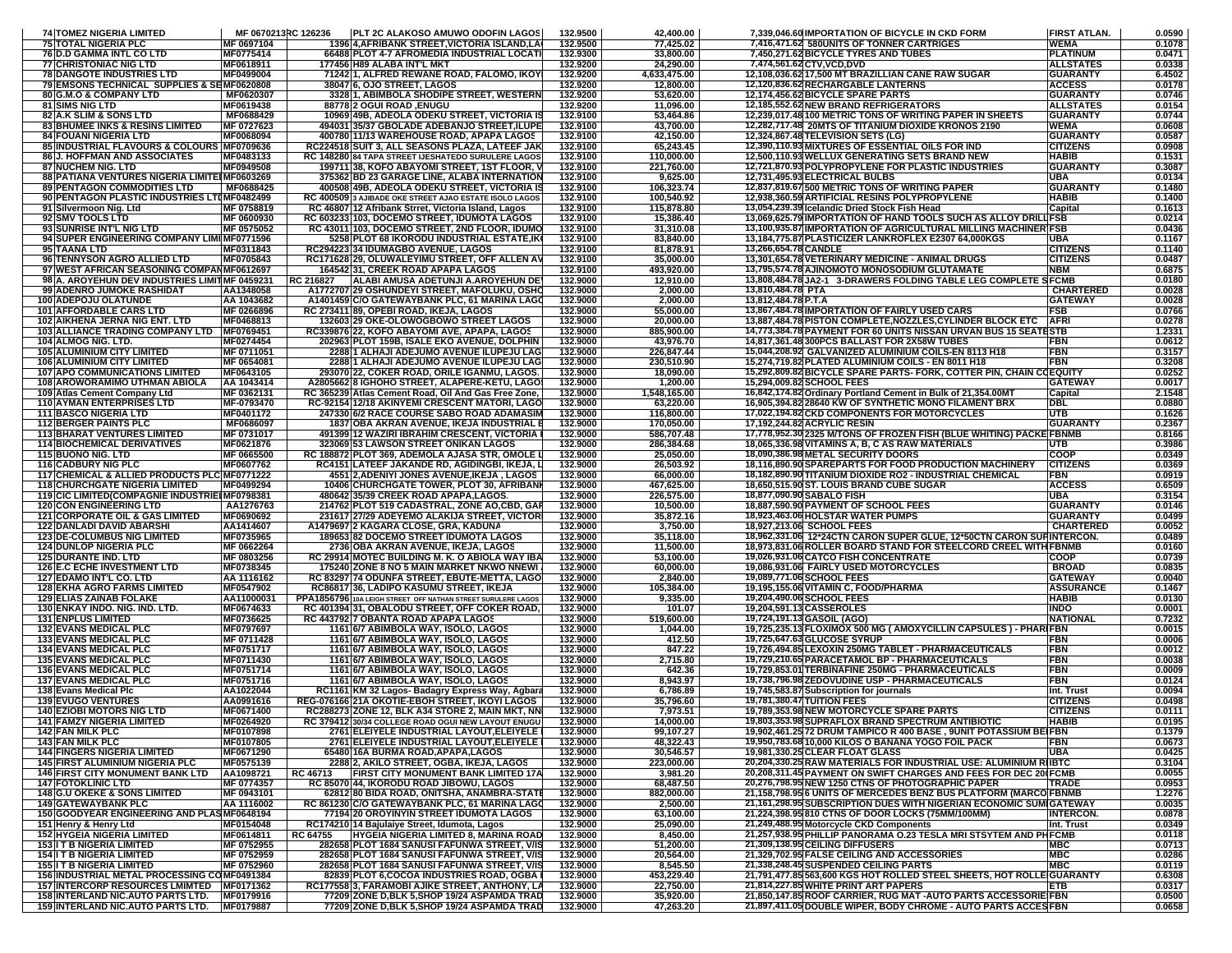| | | | | | | | | | |
|---|---|---|---|---|---|---|---|---|---|
| 74 | TOMEZ NIGERIA LIMITED | MF 0670213 | RC 126236 | PLT 2C ALAKOSO AMUWO ODOFIN LAGOS | 132.9500 | 42,400.00 | 7,339,046.60 IMPORTATION OF BICYCLE IN CKD FORM | FIRST ATLAN. | 0.0590 |
| 75 | TOTAL NIGERIA PLC | MF 0697104 | 1396 | 4,AFRIBANK STREET,VICTORIA ISLAND,LA | 132.9500 | 77,425.02 | 7,416,471.62 580UNITS OF TONNER CARTRIGES | WEMA | 0.1078 |
| 76 | D.D GAMMA INTL CO LTD | MF0775414 | 66488 | PLOT 4-7 AFROMEDIA INDUSTRIAL LOCATI | 132.9300 | 33,800.00 | 7,450,271.62 BICYCLE TYRES AND TUBES | PLATINUM | 0.0471 |
| 77 | CHRISTONIAC NIG LTD | MF0618911 | 177456 | H89 ALABA INT'L MKT | 132.9200 | 24,290.00 | 7,474,561.62 CTV,VCD,DVD | ALLSTATES | 0.0338 |
| 78 | DANGOTE INDUSTRIES LTD | MF0499004 | 71242 | 1, ALFRED REWANE ROAD, FALOMO, IKOY | 132.9200 | 4,633,475.00 | 12,108,036.62 17,500 MT BRAZILLIAN CANE RAW SUGAR | GUARANTY | 6.4502 |
| 79 | EMSONS TECHNICAL SUPPLIES & SE | MF0620808 | 38047 | 6, OJO STREET, LAGOS | 132.9200 | 12,800.00 | 12,120,836.62 RECHARGABLE LANTERNS | ACCESS | 0.0178 |
| 80 | G.M.O & COMPANY LTD | MF0620307 | 3328 | 1, ABIMBOLA SHODIPE STREET, WESTERN | 132.9200 | 53,620.00 | 12,174,456.62 BICYCLE SPARE PARTS | GUARANTY | 0.0746 |
| 81 | SIMS NIG LTD | MF0619438 | 88778 | 2 OGUI ROAD ,ENUGU | 132.9200 | 11,096.00 | 12,185,552.62 NEW BRAND REFRIGERATORS | ALLSTATES | 0.0154 |
| 82 | A.K SLIM & SONS LTD | MF0688429 | 10969 | 49B, ADEOLA ODEKU STREET, VICTORIA IS | 132.9100 | 53,464.86 | 12,239,017.48 100 METRIC TONS OF WRITING PAPER IN SHEETS | GUARANTY | 0.0744 |
| 83 | BHUMEE INKS & RESINS LIMITED | MF 0727623 | 494031 | 35/37 GBOLADE ADEBANJO STREET,ILUPE | 132.9100 | 43,700.00 | 12,282,717.48 20MTS OF TITANIUM DIOXIDE KRONOS 2190 | WEMA | 0.0608 |
| 84 | FOUANI NIGERIA LTD | MF0068094 | 400780 | 11/13 WAREHOUSE ROAD, APAPA LAGOS | 132.9100 | 42,150.00 | 12,324,867.48 TELEVISION SETS (LG) | GUARANTY | 0.0587 |
| 85 | INDUSTRIAL FLAVOURS & COLOURS | MF0709636 | RC224518 | SUIT 3, ALL SEASONS PLAZA, LATEEF JAK | 132.9100 | 65,243.45 | 12,390,110.93 MIXTURES OF ESSENTIAL OILS FOR IND | CITIZENS | 0.0908 |
| 86 | J. HOFFMAN AND ASSOCIATES | MF0483133 | RC 148280 | 84 TAPA STREET IJESHATEDO SURULERE LAGOS | 132.9100 | 110,000.00 | 12,500,110.93 WELLUX GENERATING SETS BRAND NEW | HABIB | 0.1531 |
| 87 | NUCHEM NIG. LTD | MF0949508 | 199711 | 38, KOFO ABAYOMI STREET, 1ST FLOOR, V | 132.9100 | 221,760.00 | 12,721,870.93 POLYPROPYLENE FOR PLASTIC INDUSTRIES | GUARANTY | 0.3087 |
| 88 | PATIANA VENTURES NIGERIA LIMITE | MF0603269 | 375362 | BD 23 GARAGE LINE, ALABA INTERNATION | 132.9100 | 9,625.00 | 12,731,495.93 ELECTRICAL BULBS | UBA | 0.0134 |
| 89 | PENTAGON COMMODITIES LTD | MF0688425 | 400508 | 49B, ADEOLA ODEKU STREET, VICTORIA IS | 132.9100 | 106,323.74 | 12,837,819.67 500 METRIC TONS OF WRITING PAPER | GUARANTY | 0.1480 |
| 90 | PENTAGON PLASTIC INDUSTRIES LTD | MF0482499 | RC 400509 | 3 AJIBADE OKE STREET AJAO ESTATE ISOLO LAGOS | 132.9100 | 100,540.92 | 12,938,360.59 ARTIFICIAL RESINS POLYPROPYLENE | HABIB | 0.1400 |
| 91 | Silvermoon Nig. Ltd | MF 0758819 | RC 46807 | 12 Afribank Stret, Victoria Island, Lagos | 132.9100 | 115,878.80 | 13,054,239.39 Icelandic Dried Stock Fish Head | Capital | 0.1613 |
| 92 | SMV TOOLS LTD | MF 0600930 | RC 603233 | 103, DOCEMO STREET, IDUMOTA LAGOS | 132.9100 | 15,386.40 | 13,069,625.79 IMPORTATION OF HAND TOOLS SUCH AS ALLOY DRILL | FSB | 0.0214 |
| 93 | SUNRISE INT'L NIG LTD | MF 0575052 | RC 43011 | 103, DOCEMO STREET, 2ND FLOOR, IDUMO | 132.9100 | 31,310.08 | 13,100,935.87 IMPORTATION OF AGRICULTURAL MILLING MACHINER | FSB | 0.0436 |
| 94 | SUPER ENGINEERING COMPANY LIMI | MF0771596 | 5258 | PLOT 68 IKORODU INDUSTRIAL ESTATE,IK | 132.9100 | 83,840.00 | 13,184,775.87 PLASTICIZER LANKROFLEX E2307 64,000KGS | UBA | 0.1167 |
| 95 | TAANA LTD | MF0311843 | RC294223 | 34 IDUMAGBO AVENUE, LAGOS | 132.9100 | 81,878.91 | 13,266,654.78 CANDLE | CITIZENS | 0.1140 |
| 96 | TENNYSON AGRO ALLIED LTD | MF0705843 | RC171628 | 29, OLUWALEYIMU STREET, OFF ALLEN AV | 132.9100 | 35,000.00 | 13,301,654.78 VETERINARY MEDICINE - ANIMAL DRUGS | CITIZENS | 0.0487 |
| 97 | WEST AFRICAN SEASONING COMPAN | MF0612697 | 164542 | 31, CREEK ROAD APAPA LAGOS | 132.9100 | 493,920.00 | 13,795,574.78 AJINOMOTO MONOSODIUM GLUTAMATE | NBM | 0.6875 |
| 98 | A. AROYEHUN DEV INDUSTRIES LIMIT | MF 0459231 | RC 216827 | ALABI AMUSA ADETUNJI A.AROYEHUN DE | 132.9000 | 12,910.00 | 13,808,484.78 JA2-1 3-DRAWERS FOLDING TABLE LEG COMPLETE S | FCMB | 0.0180 |
| 99 | ADENRO JUMOKE RASHIDAT | AA1348058 | A1772707 | 29 OSHUNDEYI STREET, MAFOLUKU, OSHO | 132.9000 | 2,000.00 | 13,810,484.78 PTA | CHARTERED | 0.0028 |
| 100 | ADEPOJU OLATUNDE | AA 1043682 | A1401459 | C/O GATEWAYBANK PLC, 61 MARINA LAGO | 132.9000 | 2,000.00 | 13,812,484.78 P.T.A | GATEWAY | 0.0028 |
| 101 | AFFORDABLE CARS LTD | MF 0266896 | RC 273411 | 89, OPEBI ROAD, IKEJA, LAGOS | 132.9000 | 55,000.00 | 13,867,484.78 IMPORTATION OF FAIRLY USED CARS | FSB | 0.0766 |
| 102 | AIKHENA JERRA NIG ENT. LTD | MF0468813 | 132603 | 29 OKE-OLOWOGBOWO STREET LAGOS | 132.9000 | 20,000.00 | 13,887,484.78 PISTON COMPLETE,NOZZLES,CYLINDER BLOCK ETC | AFRI | 0.0278 |
| 103 | ALLIANCE TRADING COMPANY LTD | MF0769451 | RC339876 | 22, KOFO ABAYOMI AVE, APAPA, LAGOS | 132.9000 | 885,900.00 | 14,773,384.78 PAYMENT FOR 60 UNITS NISSAN URVAN BUS 15 SEATE | STB | 1.2331 |
| 104 | ALMOG NIG. LTD. | MF0274454 | 202963 | PLOT 159B, ISALE EKO AVENUE, DOLPHIN | 132.9000 | 43,976.70 | 14,817,361.48 300PCS BALLAST FOR 2X58W TUBES | FBN | 0.0612 |
| 105 | ALUMINIUM CITY LIMITED | MF 0711051 | 2288 | 1 ALHAJI ADEJUMO AVENUE ILUPEJU LAG | 132.9000 | 226,847.44 | 15,044,208.92 GALVANIZED ALUMINIUM COILS-EN 8113 H18 | FBN | 0.3157 |
| 106 | ALUMINIUM CITY LIMITED | MF 0654081 | 2288 | 1 ALHAJI ADEJUMO AVENUE ILUPEJU LAG | 132.9000 | 230,510.90 | 15,274,719.82 PLATED ALUMINIUM COILS - EN 8011 H18 | FBN | 0.3208 |
| 107 | APO COMMUNICATIONS LIMITED | MF0643105 | 293070 | 22, COKER ROAD, ORILE IGANMU, LAGOS. | 132.9000 | 18,090.00 | 15,292,809.82 BICYCLE SPARE PARTS- FORK, COTTER PIN, CHAIN CO | EQUITY | 0.0252 |
| 108 | AROWORAMIMO UTHMAN ABIOLA | AA 1043414 | A2805662 | 8 IGHOHO STREET, ALAPERE-KETU, LAGO | 132.9000 | 1,200.00 | 15,294,009.82 SCHOOL FEES | GATEWAY | 0.0017 |
| 109 | Atlas Cement Company Ltd | MF 0362131 | RC 365239 | Atlas Cement Road, Oil And Gas Free Zone, | 132.9000 | 1,548,165.00 | 16,842,174.82 Ordinary Portland Cement in Bulk of 21,354.00MT | Capital | 2.1548 |
| 110 | AYMAN ENTERPRISES LTD | MF-0793470 | RC-92154 | 12/18 AKINYEMI CRESCENT MATORI, LAGO | 132.9000 | 63,220.00 | 16,905,394.82 28640 KW OF SYNTHETIC MONO FILAMENT BRX | DBL | 0.0880 |
| 111 | BASCO NIGERIA LTD | MF0401172 | 247330 | 6/2 RACE COURSE SABO ROAD ADAMASIM | 132.9000 | 116,800.00 | 17,022,194.82 CKD COMPONENTS FOR MOTORCYCLES | UTB | 0.1626 |
| 112 | BERGER PAINTS PLC | MF0686097 | 1837 | OBA AKRAN AVENUE, IKEJA INDUSTRIAL E | 132.9000 | 170,050.00 | 17,192,244.82 ACRYLIC RESIN | GUARANTY | 0.2367 |
| 113 | BHARAT VENTURES LIMITED | MF 0731017 | 491399 | 12 WAZIRI IBRAHIM CRESCENT, VICTORIA I | 132.9000 | 586,707.48 | 17,778,952.30 2325 M/TONS OF FROZEN FISH (BLUE WHITING) PACKE | FBNMB | 0.8166 |
| 114 | BIOCHEMICAL DERIVATIVES | MF0621876 | 323069 | 53 LAWSON STREET ONIKAN LAGOS | 132.9000 | 286,384.68 | 18,065,336.98 VITAMINS A, B, C AS RAW MATERIALS | UTB | 0.3986 |
| 115 | BUONO NIG. LTD | MF 0665500 | RC 188872 | PLOT 369, ADEMOLA AJASA STR, OMOLE L | 132.9000 | 25,050.00 | 18,090,386.98 METAL SECURITY DOORS | COOP | 0.0349 |
| 116 | CADBURY NIG PLC | MF0607762 | RC4151 | LATEEF JAKANDE RD, AGIDINGBI, IKEJA, L | 132.9000 | 26,503.92 | 18,116,890.90 SPAREPARTS FOR FOOD PRODUCTION MACHINERY | CITIZENS | 0.0369 |
| 117 | CHEMICAL & ALLIED PRODUCTS PLC | MF0771222 | 4551 | 2,ADENIYI JONES AVENUE,IKEJA , LAGOS | 132.9000 | 66,000.00 | 18,182,890.90 TITANIUM DIOXIDE RO2 - INDUSTRIAL CHEMICAL | FBN | 0.0919 |
| 118 | CHURCHGATE NIGERIA LIMITED | MF0499294 | 10406 | CHURCHGATE TOWER, PLOT 30, AFRIBANK | 132.9000 | 467,625.00 | 18,650,515.90 ST. LOUIS BRAND CUBE SUGAR | ACCESS | 0.6509 |
| 119 | CIC LIMITED(COMPAGNIE INDUSTRIE | MF0798381 | 480642 | 35/39 CREEK ROAD APAPA,LAGOS. | 132.9000 | 226,575.00 | 18,877,090.90 SABALO FISH | UBA | 0.3154 |
| 120 | CON ENGINEERING LTD | AA1276763 | 214762 | PLOT 519 CADASTRAL, ZONE AO,CBD, GAR | 132.9000 | 10,500.00 | 18,887,590.90 PAYMENT OF SCHOOL FEES | GUARANTY | 0.0146 |
| 121 | CORPORATE OIL & GAS LIMITED | MF0690692 | 231617 | 27/29 ADEYEMO ALAKIJA STREET, VICTOR | 132.9000 | 35,872.16 | 18,923,463.06 HOLSTAR WATER PUMPS | GUARANTY | 0.0499 |
| 122 | DANLADI DAVID ABARSHI | AA1414607 | A1479697 | 2 KAGARA CLOSE, GRA, KADUNA | 132.9000 | 3,750.00 | 18,927,213.06 SCHOOL FEES | CHARTERED | 0.0052 |
| 123 | DE-COLUMBUS NIG LIMITED | MF0735965 | 189653 | 82 DOCEMO STREET IDUMOTA LAGOS | 132.9000 | 35,118.00 | 18,962,331.06 12*24CTN CARON SUPER GLUE, 12*50CTN CARON SUP | INTERCON. | 0.0489 |
| 124 | DUNLOP NIGERIA PLC | MF 0662264 | 2736 | OBA AKRAN AVENUE, IKEJA, LAGOS | 132.9000 | 11,500.00 | 18,973,831.06 ROLLER BOARD STAND FOR STEELCORD CREEL WITH | FBNMB | 0.0160 |
| 125 | DURANTE IND. LTD | MF 0803256 | RC 29914 | MOTEC BUILDING M. K. O ABIOLA WAY IBA | 132.9000 | 53,100.00 | 19,026,931.06 CATCO FISH CONCENTRATE | COOP | 0.0739 |
| 126 | E.C ECHE INVESTMENT LTD | MF0738345 | 175240 | ZONE 8 NO 5 MAIN MARKET NKWO NNEWI | 132.9000 | 60,000.00 | 19,086,931.06 FAIRLY USED MOTORCYCLES | BROAD | 0.0835 |
| 127 | EDAMO INT'L CO. LTD | AA 1116162 | RC 83297 | 74 ODUNFA STREET, EBUTE-METTA, LAGO | 132.9000 | 2,840.00 | 19,089,771.06 SCHOOL FEES | GATEWAY | 0.0040 |
| 128 | EKHA AGRO FARMS LIMITED | MF0547902 | RC86817 | 36, LADIPO KASUMU STREET, IKEJA | 132.9000 | 105,384.00 | 19,195,155.06 VITAMIN C, FOOD/PHARMA | ASSURANCE | 0.1467 |
| 129 | ELIAS ZAINAB FOLAKE | AA11000031 | PPA1856796 | 10A LEIGH STREET OFF NATHAN STREET SURULERE LAGOS | 132.9000 | 9,335.00 | 19,204,490.06 SCHOOL FEES | HABIB | 0.0130 |
| 130 | ENKAY INDO. NIG. IND. LTD. | MF0674633 | RC 401394 | 31, OBALODU STREET, OFF COKER ROAD, | 132.9000 | 101.07 | 19,204,591.13 CASSEROLES | INDO | 0.0001 |
| 131 | ENPLUS LIMITED | MF0736625 | RC 443792 | 7 OBANTA ROAD APAPA LAGOS | 132.9000 | 519,600.00 | 19,724,191.13 GASOIL (AGO) | NATIONAL | 0.7232 |
| 132 | EVANS MEDICAL PLC | MF0797697 | 1161 | 6/7 ABIMBOLA WAY, ISOLO, LAGOS | 132.9000 | 1,044.00 | 19,725,235.13 FLOXIMOX 500 MG ( AMOXYCILLIN CAPSULES ) - PHAR | FBN | 0.0015 |
| 133 | EVANS MEDICAL PLC | MF 0711428 | 1161 | 6/7 ABIMBOLA WAY, ISOLO, LAGOS | 132.9000 | 412.50 | 19,725,647.63 GLUCOSE SYRUP | FBN | 0.0006 |
| 134 | EVANS MEDICAL PLC | MF0751717 | 1161 | 6/7 ABIMBOLA WAY, ISOLO, LAGOS | 132.9000 | 847.22 | 19,726,494.85 LEXOXIN 250MG TABLET - PHARMACEUTICALS | FBN | 0.0012 |
| 135 | EVANS MEDICAL PLC | MF0711430 | 1161 | 6/7 ABIMBOLA WAY, ISOLO, LAGOS | 132.9000 | 2,715.80 | 19,729,210.65 PARACETAMOL BP - PHARMACEUTICALS | FBN | 0.0038 |
| 136 | EVANS MEDICAL PLC | MF0751714 | 1161 | 6/7 ABIMBOLA WAY, ISOLO, LAGOS | 132.9000 | 642.36 | 19,729,853.01 TERBINAFINE 250MG - PHARMACEUTICALS | FBN | 0.0009 |
| 137 | EVANS MEDICAL PLC | MF0751716 | 1161 | 6/7 ABIMBOLA WAY, ISOLO, LAGOS | 132.9000 | 8,943.97 | 19,738,796.98 ZEDOVUDINE USP - PHARMACEUTICALS | FBN | 0.0124 |
| 138 | Evans Medical Plc | AA1022044 | RC1161 | KM 32 Lagos- Badagry Express Way, Agbara | 132.9000 | 6,786.89 | 19,745,583.87 Subscription for journals | Int. Trust | 0.0094 |
| 139 | EVUGO VENTURES | AA0991616 | REG-076166 | 21A OKOTIE-EBOH STREET, IKOYI LAGOS | 132.9000 | 35,796.60 | 19,781,380.47 TUITION FEES | CITIZENS | 0.0498 |
| 140 | EZIOBI MOTORS NIG LTD | MF0671400 | RC288273 | ZONE 12, BLK A34 STORE 2, MAIN MKT, NN | 132.9000 | 7,973.51 | 19,789,353.98 NEW MOTORCYCLE SPARE PARTS | CITIZENS | 0.0111 |
| 141 | FAMZY NIGERIA LIMITED | MF0264920 | RC 379412 | 30/34 COLLEGE ROAD OGUI NEW LAYOUT ENUGU | 132.9000 | 14,000.00 | 19,803,353.98 SUPRAFLOX BRAND SPECTRUM ANTIBIOTIC | HABIB | 0.0195 |
| 142 | FAN MILK PLC | MF0107898 | 2761 | ELEIYELE INDUSTRIAL LAYOUT,ELEIYELE | 132.9000 | 99,107.27 | 19,902,461.25 72 DRUM TAMPICO R 400 BASE , 9UNIT POTASSIUM BE | FBN | 0.1379 |
| 143 | FAN MILK PLC | MF0107805 | 2761 | ELEIYELE INDUSTRIAL LAYOUT,ELEIYELE | 132.9000 | 48,322.43 | 19,950,783.68 10,000 KILOS O BANANA YOGO FOIL PACK | FBN | 0.0673 |
| 144 | FINGERS NIGERIA LIMITED | MF0671290 | 65480 | 16A BURMA ROAD,APAPA,LAGOS | 132.9000 | 30,546.57 | 19,981,330.25 CLEAR FLOAT GLASS | UBA | 0.0425 |
| 145 | FIRST ALUMINIUM NIGERIA PLC | MF0575139 | 2288 | 2, AKILO STREET, OGBA, IKEJA, LAGOS | 132.9000 | 223,000.00 | 20,204,330.25 RAW MATERIALS FOR INDUSTRIAL USE: ALUMINIUM R | IBTC | 0.3104 |
| 146 | FIRST CITY MONUMENT BANK LTD | AA1098721 | RC 46713 | FIRST CITY MONUMENT BANK LIMITED 17A | 132.9000 | 3,981.20 | 20,208,311.45 PAYMENT ON SWIFT CHARGES AND FEES FOR DEC 20 | FCMB | 0.0055 |
| 147 | FOTOKLINIC LTD | MF 0774357 | RC 85070 | 44, IKORODU ROAD JIBOWU, LAGOS | 132.9000 | 68,487.50 | 20,276,798.95 NEW 1250 CTNS OF PHOTOGRAPHIC PAPER | TRADE | 0.0953 |
| 148 | G.U OKEKE & SONS LIMITED | MF 0943101 | 62812 | 80 BIDA ROAD, ONITSHA, ANAMBRA-STATE | 132.9000 | 882,000.00 | 21,158,798.95 6 UNITS OF MERCEDES BENZ BUS PLATFORM (MARCO | FBNMB | 1.2276 |
| 149 | GATEWAYBANK PLC | AA 1116002 | RC 861230 | C/O GATEWAYBANK PLC, 61 MARINA LAGO | 132.9000 | 2,500.00 | 21,161,298.95 SUBSCRIPTION DUES WITH NIGERIAN ECONOMIC SUM | GATEWAY | 0.0035 |
| 150 | GOODYEAR ENGINEERING AND PLAS | MF0648194 | 77194 | 20 OROYINYIN STREET IDUMOTA LAGOS | 132.9000 | 63,100.00 | 21,224,398.95 810 CTNS OF DOOR LOCKS (75MM/100MM) | INTERCON. | 0.0878 |
| 151 | Henry & Henry Ltd | MF0154048 | RC174210 | 14 Bajulaiye Street, Idumota, Lagos | 132.9000 | 25,090.00 | 21,249,488.95 Motorcycle CKD Components | Int. Trust | 0.0349 |
| 152 | HYGEIA NIGERIA LIMITED | MF0614811 | RC 64755 | HYGEIA NIGERIA LIMITED 8, MARINA ROAD | 132.9000 | 8,450.00 | 21,257,938.95 PHILLIP PANORAMA O.23 TESLA MRI STSYTEM AND PH | FCMB | 0.0118 |
| 153 | I T B NIGERIA LIMITED | MF 0752955 | 282658 | PLOT 1684 SANUSI FAFUNWA STREET, V/IS | 132.9000 | 51,200.00 | 21,309,138.95 CEILING DIFFUSERS | MBC | 0.0713 |
| 154 | I T B NIGERIA LIMITED | MF 0752959 | 282658 | PLOT 1684 SANUSI FAFUNWA STREET, V/IS | 132.9000 | 20,564.00 | 21,329,702.95 FALSE CEILING AND ACCESSORIES | MBC | 0.0286 |
| 155 | I T B NIGERIA LIMITED | MF 0752960 | 282658 | PLOT 1684 SANUSI FAFUNWA STREET, V/IS | 132.9000 | 8,545.50 | 21,338,248.45 SUSPENDED CEILING PARTS | MBC | 0.0119 |
| 156 | INDUSTRIAL METAL PROCESSING CO | MF0491384 | 82839 | PLOT 6,COCOA INDUSTRIES ROAD, OGBA | 132.9000 | 453,229.40 | 21,791,477.85 563,600 KGS HOT ROLLED STEEL SHEETS, HOT ROLLE | GUARANTY | 0.6308 |
| 157 | INTERCORP RESOURCES LMIMTED | MF0171362 | RC177558 | 3, FARAMOBI AJIKE STREET, ANTHONY, LA | 132.9000 | 22,750.00 | 21,814,227.85 WHITE PRINT ART PAPERS | ETB | 0.0317 |
| 158 | INTERLAND NIC.AUTO PARTS LTD. | MF0179916 | 77209 | ZONE D,BLK 5,SHOP 19/24 ASPAMDA TRAD | 132.9000 | 35,920.00 | 21,850,147.85 ROOF CARRIER, RUG MAT -AUTO PARTS ACCESSORIES | FBN | 0.0500 |
| 159 | INTERLAND NIC.AUTO PARTS LTD. | MF0179887 | 77209 | ZONE D,BLK 5,SHOP 19/24 ASPAMDA TRAD | 132.9000 | 47,263.20 | 21,897,411.05 DOUBLE WIPER, BODY CHROME - AUTO PARTS ACCES | FBN | 0.0658 |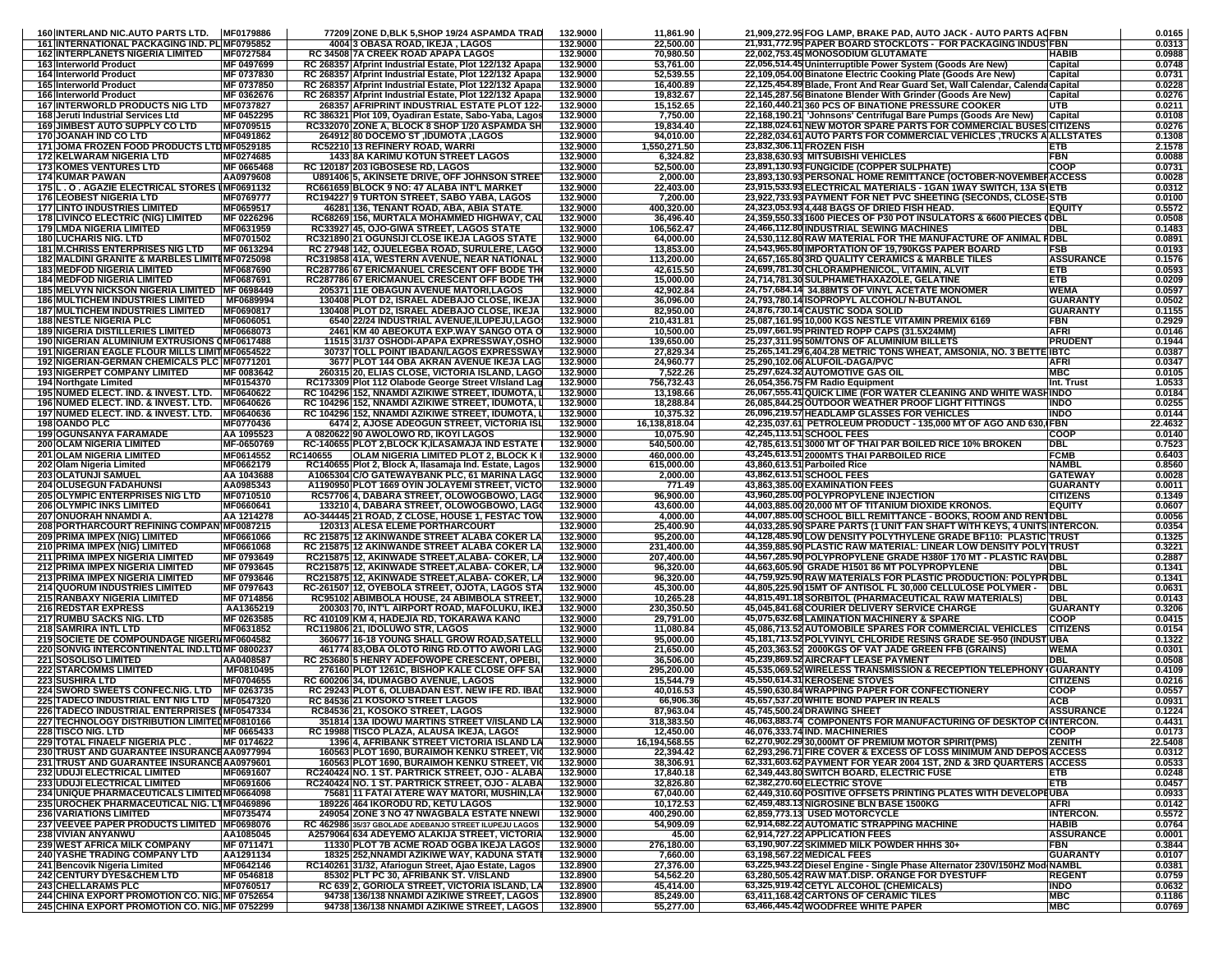| | | | | | | | | |
|---|---|---|---|---|---|---|---|---|
| 160 | INTERLAND NIC.AUTO PARTS LTD. | MF0179886 | 77209 ZONE D,BLK 5,SHOP 19/24 ASPAMDA TRAD | 132.9000 | 11,861.90 | 21,909,272.95 FOG LAMP, BRAKE PAD, AUTO JACK - AUTO PARTS AC | FBN | 0.0165 |
| 161 | INTERNATIONAL PACKAGING IND. PL | MF0795852 | 4004 3 OBASA ROAD, IKEJA , LAGOS | 132.9000 | 22,500.00 | 21,931,772.95 PAPER BOARD STOCKLOTS - FOR PACKAGING INDUS | FBN | 0.0313 |
| 162 | INTERPLANETS NIGERIA LIMITED | MF0727584 | RC 34508 7A CREEK ROAD APAPA LAGOS | 132.9000 | 70,980.50 | 22,002,753.45 MONOSODIUM GLUTAMATE | HABIB | 0.0988 |
| 163 | Interworld Product | MF 0497699 | RC 268357 Afprint Industrial Estate, Plot 122/132 Apapa | 132.9000 | 53,761.00 | 22,056,514.45 Uninterruptible Power System (Goods Are New) | Capital | 0.0748 |
| 164 | Interworld Product | MF 0737830 | RC 268357 Afprint Industrial Estate, Plot 122/132 Apapa | 132.9000 | 52,539.55 | 22,109,054.00 Binatone Electric Cooking Plate (Goods Are New) | Capital | 0.0731 |
| 165 | Interworld Product | MF 0737850 | RC 268357 Afprint Industrial Estate, Plot 122/132 Apapa | 132.9000 | 16,400.89 | 22,125,454.89 Blade, Front And Rear Guard Set, Wall Calendar, Calenda | Capital | 0.0228 |
| 166 | Interworld Product | MF 0362676 | RC 268357 Afprint Industrial Estate, Plot 122/132 Apapa | 132.9000 | 19,832.67 | 22,145,287.56 Binatone Blender With Grinder (Goods Are New) | Capital | 0.0276 |
| 167 | INTERWORLD PRODUCTS NIG LTD | MF0737827 | 268357 AFRIPRINT INDUSTRIAL ESTATE PLOT 122- | 132.9000 | 15,152.65 | 22,160,440.21 360 PCS OF BINATIONE PRESSURE COOKER | UTB | 0.0211 |
| 168 | Jeruti Industrial Services Ltd | MF 0452295 | RC 386321 Plot 109, Oyadiran Estate, Sabo-Yaba, Lagos | 132.9000 | 7,750.00 | 22,168,190.21 "Johnsons' Centrifugal Bare Pumps (Goods Are New) | Capital | 0.0108 |
| 169 | JIMBEST AUTO SUPPLY CO LTD | MF0709515 | RC332070 ZONE A, BLOCK 8 SHOP 1/20 ASPAMDA SH | 132.9000 | 19,834.40 | 22,188,024.61 NEW MOTOR SPARE PARTS FOR COMMERCIAL BUSES | CITIZENS | 0.0276 |
| 170 | JOANAH IND CO LTD | MF0491862 | 264912 80 DOCEMO ST ,IDUMOTA ,LAGOS | 132.9000 | 94,010.00 | 22,282,034.61 AUTO PARTS FOR COMMERCIAL VEHICLES ,TRUCKS A | ALLSTATES | 0.1308 |
| 171 | JOMA FROZEN FOOD PRODUCTS LTD | MF0529185 | RC52210 13 REFINERY ROAD, WARRI | 132.9000 | 1,550,271.50 | 23,832,306.11 FROZEN FISH | ETB | 2.1578 |
| 172 | KELWARAM NIGERIA LTD | MF0274685 | 1433 8A KARIMU KOTUN STREET LAGOS | 132.9000 | 6,324.82 | 23,838,630.93 MITSUBISHI VEHICLES | FBN | 0.0088 |
| 173 | KOMES VENTURES LTD | MF 0665468 | RC 120187 203 IGBOSESE RD, LAGOS | 132.9000 | 52,500.00 | 23,891,130.93 FUNGICIDE (COPPER SULPHATE) | COOP | 0.0731 |
| 174 | KUMAR PAWAN | AA0979608 | U891406 5, AKINSETE DRIVE, OFF JOHNSON STREET | 132.9000 | 2,000.00 | 23,893,130.93 PERSONAL HOME REMITTANCE (OCTOBER-NOVEMBER | ACCESS | 0.0028 |
| 175 | L . O . AGAZIE ELECTRICAL STORES L | MF0691132 | RC661659 BLOCK 9 NO: 47 ALABA INT'L MARKET | 132.9000 | 22,403.00 | 23,915,533.93 ELECTRICAL MATERIALS - 1GAN 1WAY SWITCH, 13A S | ETB | 0.0312 |
| 176 | LEOBEST NIGERIA LTD | MF0769777 | RC194227 9 TURTON STREET, SABO YABA, LAGOS | 132.9000 | 7,200.00 | 23,922,733.93 PAYMENT FOR NET PVC SHEETING (SECONDS, CLOSE- | STB | 0.0100 |
| 177 | LINTO INDUSTRIES LIMITED | MF0659517 | 46281 136, TENANT ROAD, ABA, ABIA STATE. | 132.9000 | 400,320.00 | 24,323,053.93 4,448 BAGS OF DRIED FISH HEAD. | EQUITY | 0.5572 |
| 178 | LIVINCO ELECTRIC (NIG) LIMITED | MF 0226296 | RC68269 156, MURTALA MOHAMMED HIGHWAY, CAL | 132.9000 | 36,496.40 | 24,359,550.33 1600 PIECES OF P30 POT INSULATORS & 6600 PIECES O | DBL | 0.0508 |
| 179 | LMDA NIGERIA LIMITED | MF0631959 | RC33927 45, OJO-GIWA STREET, LAGOS STATE | 132.9000 | 106,562.47 | 24,466,112.80 INDUSTRIAL SEWING MACHINES | DBL | 0.1483 |
| 180 | LUCHARIS NIG. LTD | MF0701502 | RC321890 21 OGUNSIJI CLOSE IKEJA LAGOS STATE | 132.9000 | 64,000.00 | 24,530,112.80 RAW MATERIAL FOR THE MANUFACTURE OF ANIMAL F | DBL | 0.0891 |
| 181 | M.CHRISS ENTERPRISES NIG LTD | MF 0613294 | RC 27948 142, OJUELEGBA ROAD, SURULERE, LAGO | 132.9000 | 13,853.00 | 24,543,965.80 IMPORTATION OF 19,790KGS PAPER BOARD | FSB | 0.0193 |
| 182 | MALDINI GRANITE & MARBLES LIMITE | MF0725098 | RC319858 41A, WESTERN AVENUE, NEAR NATIONAL | 132.9000 | 113,200.00 | 24,657,165.80 3RD QUALITY CERAMICS & MARBLE TILES | ASSURANCE | 0.1576 |
| 183 | MEDFOD NIGERIA LIMITED | MF0687690 | RC287786 67 ERICMANUEL CRESCENT OFF BODE TH | 132.9000 | 42,615.50 | 24,699,781.30 CHLORAMPHENICOL, VITAMIN, ALVIT | ETB | 0.0593 |
| 184 | MEDFOD NIGERIA LIMITED | MF0687691 | RC287786 67 ERICMANUEL CRESCENT OFF BODE TH | 132.9000 | 15,000.00 | 24,714,781.30 SULPHAMETHAXAZOLE, GELATINE | ETB | 0.0209 |
| 185 | MELVYN NICKSON NIGERIA LIMITED | MF 0698449 | 205371 11E OBAGUN AVENUE MATORI,LAGOS | 132.9000 | 42,902.84 | 24,757,684.14 34.88MTS OF VINYL ACETATE MONOMER | WEMA | 0.0597 |
| 186 | MULTICHEM INDUSTRIES LIMITED | MF0689994 | 130408 PLOT D2, ISRAEL ADEBAJO CLOSE, IKEJA | 132.9000 | 36,096.00 | 24,793,780.14 ISOPROPYL ALCOHOL/ N-BUTANOL | GUARANTY | 0.0502 |
| 187 | MULTICHEM INDUSTRIES LIMITED | MF0690817 | 130408 PLOT D2, ISRAEL ADEBAJO CLOSE, IKEJA | 132.9000 | 82,950.00 | 24,876,730.14 CAUSTIC SODA SOLID | GUARANTY | 0.1155 |
| 188 | NESTLE NIGERIA PLC | MF0606051 | 6540 22/24 INDUSTRIAL AVENUE,ILUPEJU,LAGOS | 132.9000 | 210,431.81 | 25,087,161.95 10,000 KGS NESTLE VITAMIN PREMIX 6169 | FBN | 0.2929 |
| 189 | NIGERIA DISTILLERIES LIMITED | MF0668073 | 2461 KM 40 ABEOKUTA EXP.WAY SANGO OTA O | 132.9000 | 10,500.00 | 25,097,661.95 PRINTED ROPP CAPS (31.5X24MM) | AFRI | 0.0146 |
| 190 | NIGERIAN ALUMINIUM EXTRUSIONS C | MF0617488 | 11515 31/37 OSHODI-APAPA EXPRESSWAY,OSHO | 132.9000 | 139,650.00 | 25,237,311.95 50M/TONS OF ALUMINIUM BILLETS | PRUDENT | 0.1944 |
| 191 | NIGERIAN EAGLE FLOUR MILLS LIMIT | MF0654522 | 30737 TOLL POINT IBADAN/LAGOS EXPRESSWAY | 132.9000 | 27,829.34 | 25,265,141.29 6,404.28 METRIC TONS WHEAT, AMSONIA, NO. 3 BETTE | IBTC | 0.0387 |
| 192 | NIGERIAN-GERMAN CHEMICALS PLC | MF0771201 | 3677 PLOT 144 OBA AKRAN AVENUE IKEJA LAG | 132.9000 | 24,960.77 | 25,290,102.06 ALUFOIL-DAGA/PVC | AFRI | 0.0347 |
| 193 | NIGERPET COMPANY LIMITED | MF 0083642 | 260315 20, ELIAS CLOSE, VICTORIA ISLAND, LAGO | 132.9000 | 7,522.26 | 25,297,624.32 AUTOMOTIVE GAS OIL | MBC | 0.0105 |
| 194 | Northgate Limited | MF0154370 | RC173309 Plot 112 Olabode George Street V/Island Lag | 132.9000 | 756,732.43 | 26,054,356.75 FM Radio Equipment | Int. Trust | 1.0533 |
| 195 | NUMED ELECT. IND. & INVEST. LTD. | MF0640622 | RC 104296 152, NNAMDI AZIKIWE STREET, IDUMOTA, L | 132.9000 | 13,198.66 | 26,067,555.41 QUICK LIME (FOR WATER CLEANING AND WHITE WASH | INDO | 0.0184 |
| 196 | NUMED ELECT. IND. & INVEST. LTD. | MF0640626 | RC 104296 152, NNAMDI AZIKIWE STREET, IDUMOTA, L | 132.9000 | 18,288.84 | 26,085,844.25 OUTDOOR WEATHER PROOF LIGHT FITTINGS | INDO | 0.0255 |
| 197 | NUMED ELECT. IND. & INVEST. LTD. | MF0640636 | RC 104296 152, NNAMDI AZIKIWE STREET, IDUMOTA, L | 132.9000 | 10,375.32 | 26,096,219.57 HEADLAMP GLASSES FOR VEHICLES | INDO | 0.0144 |
| 198 | OANDO PLC | MF0770436 | 6474 2, AJOSE ADEOGUN STREET, VICTORIA ISL | 132.9000 | 16,138,818.04 | 42,235,037.61 PETROLEUM PRODUCT - 135,000 MT OF AGO AND 630,( | FBN | 22.4632 |
| 199 | OGUNSANYA FARAMADE | AA 1095523 | A 0820622 90 AWOLOWO RD, IKOYI LAGOS | 132.9000 | 10,075.90 | 42,245,113.51 SCHOOL FEES | COOP | 0.0140 |
| 200 | OLAM NIGERIA LIMITED | MF-0650769 | RC-140655 PLOT 2,BLOCK K,ILASAMAJA IND ESTATE | 132.9000 | 540,500.00 | 42,785,613.51 3000 MT OF THAI PAR BOILED RICE 10% BROKEN | DBL | 0.7523 |
| 201 | OLAM NIGERIA LIMITED | MF0614552 | RC140655 OLAM NIGERIA LIMITED PLOT 2, BLOCK K | 132.9000 | 460,000.00 | 43,245,613.51 2000MTS THAI PARBOILED RICE | FCMB | 0.6403 |
| 202 | Olam Nigeria Limited | MF0662179 | RC140655 Plot 2, Block A, Ilasamaja Ind. Estate, Lagos | 132.9000 | 615,000.00 | 43,860,613.51 Parboiled Rice | NAMBL | 0.8560 |
| 203 | OLATUNJI SAMUEL | AA 1043688 | A1065304 C/O GATEWAYBANK PLC, 61 MARINA LAGO | 132.9000 | 2,000.00 | 43,862,613.51 SCHOOL FEES | GATEWAY | 0.0028 |
| 204 | OLUSEGUN FADAHUNSI | AA0985343 | A1190950 PLOT 1669 OYIN JOLAYEMI STREET, VICTO | 132.9000 | 771.49 | 43,863,385.00 EXAMINATION FEES | GUARANTY | 0.0011 |
| 205 | OLYMPIC ENTERPRISES NIG LTD | MF0710510 | RC57706 4, DABARA STREET, OLOWOGBOWO, LAG | 132.9000 | 96,900.00 | 43,960,285.00 POLYPROPYLENE INJECTION | CITIZENS | 0.1349 |
| 206 | OLYMPIC INKS LIMITED | MF0660641 | 133210 4, DABARA STREET, OLOWOGBOWO, LAG | 132.9000 | 43,600.00 | 44,003,885.00 20,000 MT OF TITANIUM DIOXIDE KRONOS. | EQUITY | 0.0607 |
| 207 | ONUORAH NNAMDI A. | AA 1214278 | AO-344445 21 ROAD, Z CLOSE, HOUSE 1, FESTAC TOW | 132.9000 | 4,000.00 | 44,007,885.00 SCHOOL BILL REMITTANCE - BOOKS, ROOM AND RENT | DBL | 0.0056 |
| 208 | PORTHARCOURT REFINING COMPAN | MF0087215 | 120313 ALESA ELEME PORTHARCOURT | 132.9000 | 25,400.90 | 44,033,285.90 SPARE PARTS (1 UNIT FAN SHAFT WITH KEYS, 4 UNITS | INTERCON. | 0.0354 |
| 209 | PRIMA IMPEX (NIG) LIMITED | MF0661066 | RC 215875 12 AKINWANDE STREET ALABA COKER LA | 132.9000 | 95,200.00 | 44,128,485.90 LOW DENSITY POLYTHYLENE GRADE BF110: PLASTIC | TRUST | 0.1325 |
| 210 | PRIMA IMPEX (NIG) LIMITED | MF0661068 | RC 215875 12 AKINWANDE STREET ALABA COKER LA | 132.9000 | 231,400.00 | 44,359,885.90 PLASTIC RAW MATERIAL: LINEAR LOW DENSITY POLY | TRUST | 0.3221 |
| 211 | PRIMA IMPEX NIGERIA LIMITED | MF 0793649 | RC215875 12, AKINWADE STREET,ALABA- COKER, LA | 132.9000 | 207,400.00 | 44,567,285.90 POLYPROPYLENE GRADE H380F 170 MT - PLASTIC RAW | DBL | 0.2887 |
| 212 | PRIMA IMPEX NIGERIA LIMITED | MF 0793645 | RC215875 12, AKINWADE STREET,ALABA- COKER, LA | 132.9000 | 96,320.00 | 44,663,605.90 GRADE H1501 86 MT POLYPROPYLENE | DBL | 0.1341 |
| 213 | PRIMA IMPEX NIGERIA LIMITED | MF 0793646 | RC215875 12, AKINWADE STREET,ALABA- COKER, LA | 132.9000 | 96,320.00 | 44,759,925.90 RAW MATERIALS FOR PLASTIC PRODUCTION: POLYPR | DBL | 0.1341 |
| 214 | QUORUM INDUSTRIES LIMITED | MF 0797643 | RC-261507 12, OYEBOLA STREET, OJOTA, LAGOS STA | 132.9000 | 45,300.00 | 44,805,225.90 15MT OF ANTISOL FL 30,000 CELLULOSE POLYMER - | DBL | 0.0631 |
| 215 | RANBAXY NIGERIA LIMITED | MF 0714856 | RC95102 ABIMBOLA HOUSE, 24 ABIMBOLA STREET, | 132.9000 | 10,265.28 | 44,815,491.18 SORBITOL (PHARMACEUTICAL RAW MATERIALS) | DBL | 0.0143 |
| 216 | REDSTAR EXPRESS | AA1365219 | 200303 70, INT'L AIRPORT ROAD, MAFOLUKU, IKEJ | 132.9000 | 230,350.50 | 45,045,841.68 COURIER DELIVERY SERVICE CHARGE | GUARANTY | 0.3206 |
| 217 | RUMBU SACKS NIG. LTD | MF 0263585 | RC 410109 KM 4, HADEJIA RD, TOKARAWA KANO | 132.9000 | 29,791.00 | 45,075,632.68 LAMINATION MACHINERY & SPARE | COOP | 0.0415 |
| 218 | SAMRIRA INTL LTD | MF0631852 | RC119806 21, IDOLUWO STR, LAGOS | 132.9000 | 11,080.84 | 45,086,713.52 AUTOMOBILE SPARES FOR COMMERCIAL VEHICLES | CITIZENS | 0.0154 |
| 219 | SOCIETE DE COMPOUNDAGE NIGERI | MF0604582 | 360677 16-18 YOUNG SHALL GROW ROAD,SATELL | 132.9000 | 95,000.00 | 45,181,713.52 POLYVINYL CHLORIDE RESINS GRADE SE-950 (INDUST | UBA | 0.1322 |
| 220 | SONVIG INTERCONTINENTAL IND.LTD | MF 0800237 | 461774 83,OBA OLOTO RING RD.OTTO AWORI LAG | 132.9000 | 21,650.00 | 45,203,363.52 2000KGS OF VAT JADE GREEN FFB (GRAINS) | WEMA | 0.0301 |
| 221 | SOSOLISO LIMITED | AA0408587 | RC 253680 5 HENRY ADEFOWOPE CRESCENT, OPEBI, | 132.9000 | 36,506.00 | 45,239,869.52 AIRCRAFT LEASE PAYMENT | DBL | 0.0508 |
| 222 | STARCOMMS LIMITED | MF0810495 | 276160 PLOT 1261C, BISHOP KALE CLOSE OFF SA | 132.9000 | 295,200.00 | 45,535,069.52 WIRELESS TRANSMISSION & RECEPTION TELEPHONY | GUARANTY | 0.4109 |
| 223 | SUSHIRA LTD | MF0704655 | RC 600206 34, IDUMAGBO AVENUE, LAGOS | 132.9000 | 15,544.79 | 45,550,614.31 KEROSENE STOVES | CITIZENS | 0.0216 |
| 224 | SWORD SWEETS CONFEC.NIG. LTD | MF 0263735 | RC 29243 PLOT 6, OLUBADAN EST. NEW IFE RD. IBAD | 132.9000 | 40,016.53 | 45,590,630.84 WRAPPING PAPER FOR CONFECTIONERY | COOP | 0.0557 |
| 225 | TADECO INDUSTRIAL ENT NIG LTD | MF0547320 | RC 84536 21 KOSOKO STREET LAGOS | 132.9000 | 66,906.36 | 45,657,537.20 WHITE BOND PAPER IN REALS | ACB | 0.0931 |
| 226 | TADECO INDUSTRIAL ENTERPRISES ( | MF0547334 | RC84536 21, KOSOKO STREET, LAGOS | 132.9000 | 87,963.04 | 45,745,500.24 DRAWING SHEET | ASSURANCE | 0.1224 |
| 227 | TECHNOLOGY DISTRIBUTION LIMITED | MF0810166 | 351814 13A IDOWU MARTINS STREET V/ISLAND LA | 132.9000 | 318,383.50 | 46,063,883.74 COMPONENTS FOR MANUFACTURING OF DESKTOP C | INTERCON. | 0.4431 |
| 228 | TISCO NIG. LTD | MF 0665433 | RC 19988 TISCO PLAZA, ALAUSA IKEJA, LAGOS | 132.9000 | 12,450.00 | 46,076,333.74 IND. MACHINERIES | COOP | 0.0173 |
| 229 | TOTAL FINAELF NIGERIA PLC . | MF 0174622 | 1396 4, AFRIBANK STREET VICTORIA ISLAND LA | 132.9000 | 16,194,568.55 | 62,270,902.29 30,000MT OF PREMIUM MOTOR SPIRIT(PMS) | ZENITH | 22.5408 |
| 230 | TRUST AND GUARANTEE INSURANCE | AA0977994 | 160563 PLOT 1690, BURAIMOH KENKU STREET, VI | 132.9000 | 22,394.42 | 62,293,296.71 FIRE COVER & EXCESS OF LOSS MINIMUM AND DEPOS | ACCESS | 0.0312 |
| 231 | TRUST AND GUARANTEE INSURANCE | AA0979601 | 160563 PLOT 1690, BURAIMOH KENKU STREET, VI | 132.9000 | 38,306.91 | 62,331,603.62 PAYMENT FOR YEAR 2004 1ST, 2ND & 3RD QUARTERS | ACCESS | 0.0533 |
| 232 | UDUJI ELECTRICAL LIMITED | MF0691607 | RC240424 NO. 1 ST. PARTRICK STREET, OJO - ALABA | 132.9000 | 17,840.18 | 62,349,443.80 SWITCH BOARD, ELECTRIC FUSE | ETB | 0.0248 |
| 233 | UDUJI ELECTRICAL LIMITED | MF0691606 | RC240424 NO. 1 ST. PARTRICK STREET, OJO - ALABA | 132.9000 | 32,826.80 | 62,382,270.60 ELECTRIC STOVE | ETB | 0.0457 |
| 234 | UNIQUE PHARMACEUTICALS LIMITED | MF0664098 | 75681 11 FATAI ATERE WAY MATORI, MUSHIN,LA | 132.9000 | 67,040.00 | 62,449,310.60 POSITIVE OFFSETS PRINTING PLATES WITH DEVELOPE | UBA | 0.0933 |
| 235 | UROCHEK PHARMACEUTICAL NIG. LT | MF0469896 | 189226 464 IKORODU RD, KETU LAGOS | 132.9000 | 10,172.53 | 62,459,483.13 NIGROSINE BLN BASE 1500KG | AFRI | 0.0142 |
| 236 | VARIATIONS LIMITED | MF0735474 | 249054 ZONE 3 NO 47 NWAGBALA ESTATE NNEWI | 132.9000 | 400,290.00 | 62,859,773.13 USED MOTORCYCLE | INTERCON. | 0.5572 |
| 237 | VEEVEE PAPER PRODUCTS LIMITED | MF0698076 | RC 462986 35/37 GBOLADE ADEBANJO STREET ILUPEJU LAGOS | 132.9000 | 54,909.09 | 62,914,682.22 AUTOMATIC STRAPPING MACHINE | HABIB | 0.0764 |
| 238 | VIVIAN ANYANWU | AA1085045 | A2579064 634 ADEYEMO ALAKIJA STREET, VICTORIA | 132.9000 | 45.00 | 62,914,727.22 APPLICATION FEES | ASSURANCE | 0.0001 |
| 239 | WEST AFRICA MILK COMPANY | MF 0711471 | 11330 PLOT 7B ACME ROAD OGBA IKEJA LAGOS | 132.9000 | 276,180.00 | 63,190,907.22 SKIMMED MILK POWDER HHHS 30+ | FBN | 0.3844 |
| 240 | YASHE TRADING COMPANY LTD | AA1291134 | 18325 252,NNAMDI AZIKIWE WAY, KADUNA STATE | 132.9000 | 7,660.00 | 63,198,567.22 MEDICAL FEES | GUARANTY | 0.0107 |
| 241 | Bencovik Nigeria Limited | MF0642146 | RC140261 31/32, Afariogun Street, Ajao Estate, Lagos | 132.8900 | 27,376.00 | 63,225,943.22 Diesel Engine - Single Phase Alternator 230V/150HZ Mod | NAMBL | 0.0381 |
| 242 | CENTURY DYES&CHEM LTD | MF 0546818 | 85302 PLT PC 30, AFRIBANK ST. V/ISLAND | 132.8900 | 54,562.20 | 63,280,505.42 RAW MAT.DISP. ORANGE FOR DYESTUFF | REGENT | 0.0759 |
| 243 | CHELLARAMS PLC | MF0760517 | RC 639 2, GORIOLA STREET, VICTORIA ISLAND, LA | 132.8900 | 45,414.00 | 63,325,919.42 CETYL ALCOHOL (CHEMICALS) | INDO | 0.0632 |
| 244 | CHINA EXPORT PROMOTION CO. NIG. | MF 0752654 | 94738 136/138 NNAMDI AZIKIWE STREET, LAGOS | 132.8900 | 85,248.00 | 63,411,168.42 CARTONS OF CERAMIC TILES | MBC | 0.1186 |
| 245 | CHINA EXPORT PROMOTION CO. NIG. | MF 0752299 | 94738 136/138 NNAMDI AZIKIWE STREET, LAGOS | 132.8900 | 55,277.00 | 63,466,445.42 WOODFREE WHITE PAPER | MBC | 0.0769 |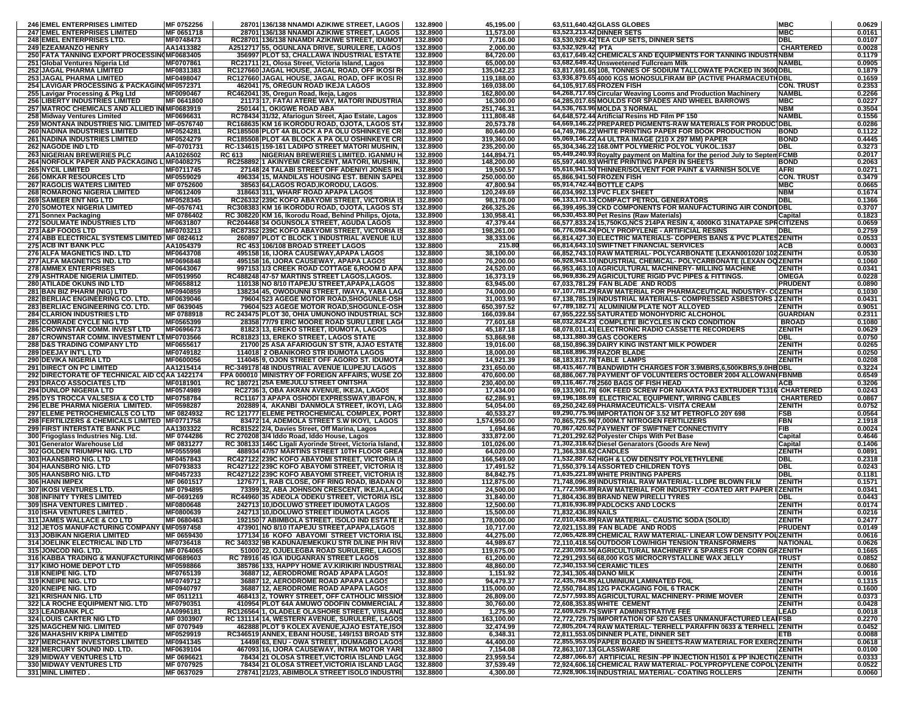| | | | | | | | | |
|---|---|---|---|---|---|---|---|---|
| 246 EMEL ENTERPRISES LIMITED | MF 0752256 | 28701 136/138 NNAMDI AZIKIWE STREET, LAGOS | 132.8900 | 45,195.00 | 63,511,640.42 GLASS GLOBES | MBC | 0.0629 |
| 247 EMEL ENTERPRISES LIMITED | MF 0651718 | 28701 136/138 NNAMDI AZIKIWE STREET, LAGOS | 132.8900 | 11,573.00 | 63,523,213.42 DINNER SETS | MBC | 0.0161 |
| 248 EMEL ENTERPRISES LTD. | MF0748473 | RC28701 136/138 NNAMDI AZIKIWE STREET, IDUMOT | 132.8900 | 7,716.00 | 63,530,929.42 TEA CUP SETS, DINNER SETS | DBL | 0.0107 |
| 249 EZEAMANZO HENRY | AA1413382 | A2512717 55, OGUNLANA DRIVE, SURULERE, LAGOS | 132.8900 | 2,000.00 | 63,532,929.42 PTA | CHARTERED | 0.0028 |
| 250 FATA TANNING EXPORT PROCESSING | MF0683405 | 356997 PLOT 53, CHALLAWA INDUSTRIAL ESTATE | 132.8900 | 84,720.00 | 63,617,649.42 CHEMICALS AND EQUIPMENTS FOR TANNING INDUSTRY | NBM | 0.1179 |
| 251 Global Ventures Nigeria Ltd | MF0707861 | RC21711 21, Olosa Street, Victoria Island, Lagos | 132.8900 | 65,000.00 | 63,682,649.42 Unsweetened Fullcream Milk | NAMBL | 0.0905 |
| 252 JAGAL PHARMA LIMITED | MF0831383 | RC127660 JAGAL HOUSE, JAGAL ROAD, OFF IKOSI R | 132.8900 | 135,042.23 | 63,817,691.65 108, TONNES OF SODIUM TALLOWATE PACKED IN 3600 | DBL | 0.1879 |
| 253 JAGAL PHARMA LIMITED | MF0498047 | RC127660 JAGAL HOUSE, JAGAL ROAD, OFF IKOSI R | 132.8900 | 119,188.00 | 63,936,879.65 4000 KGS MONOSULFIRAM BP (ACTIVE PHARMACEUTI | DBL | 0.1659 |
| 254 LAVIGAR PROCESSING & PACKAGING | MF0572371 | 462041 75, OREGUN ROAD IKEJA LAGOS | 132.8900 | 169,038.00 | 64,105,917.65 FROZEN FISH | CON. TRUST | 0.2353 |
| 255 Lavigar Processing & Pkg Ltd | MF0690467 | RC462041 35, Oregun Road, Ikeja, Lagos | 132.8900 | 162,800.00 | 64,268,717.65 Circular Weaving Looms and Production Machinery | NAMBL | 0.2266 |
| 256 LIBERTY INDUSTRIES LIMITED | MF 0641800 | 21173 17, FATAI ATERE WAY, MATORI INDUSTRIA | 132.8900 | 16,300.00 | 64,285,017.65 MOULDS FOR SPADES AND WHEEL BARROWS | MBC | 0.0227 |
| 257 MATROC CHEMICALS AND ALLIED IN | MF0683919 | 250144 1, OKIGWE ROAD ABA | 132.8900 | 251,746.31 | 64,536,763.96 MOLDA 3 NORMAL | NBM | 0.3504 |
| 258 Midway Ventures Limited | MF0696631 | RC78434 31/32, Afariogun Street, Ajao Estate, Lagos | 132.8900 | 111,808.48 | 64,648,572.44 Artificial Resins HD Film PF 150 | NAMBL | 0.1556 |
| 259 MONTANA INDUSTRIES NIG. LIMITED | MF-0576740 | RC168635 KM 16 IKORODU ROAD, OJOTA, LAGOS ST | 132.8900 | 20,573.78 | 64,669,146.22 PREPARED PIGMENTS-RAW MATERIALS FOR PRODUCT | DBL | 0.0286 |
| 260 NADINA INDUSTRIES LIMITED | MF0524281 | RC185508 PLOT 4A BLOCK A PA OLU OSHINKEYE CR | 132.8900 | 80,640.00 | 64,749,786.22 WHITE PRINTING PAPER FOR BOOK PRODUCTION | BOND | 0.1122 |
| 261 NADINA INDUSTRIES LIMITED | MF0524279 | RC185508 PLOT 4A BLOCK A PA OLU OSHINKEYE CR | 132.8900 | 319,360.00 | 65,069,146.22 A4 ULTRA IMAGE (210 X 297 MM) PAPER | BOND | 0.4445 |
| 262 NAGODE IND LTD | MF-0701731 | RC-134615 159-161 LADIPO STREET MATORI MUSHIN, | 132.8900 | 235,200.00 | 65,304,346.22 168.0MT POLYMERIC POLYOL YUKOL.1537 | DBL | 0.3273 |
| 263 NIGERIAN BREWERIES PLC | AA1026502 | RC 613 NIGERIAN BREWERIES LIMITED. IGANMU H | 132.8900 | 144,894.71 | 65,449,240.93 Royalty payment on Maltina for the period July to Septem | FCMB | 0.2017 |
| 264 NORFOLK PAPER AND PACKAGING L | MF0408275 | RC258892 1 AKINYEMI CRESCENT, MATORI, MUSHIN, | 132.8900 | 148,200.00 | 65,597,440.93 WHITE PRINTING PAPER IN SHEETS | BOND | 0.2063 |
| 265 NYCIL LIMITED | MF0711745 | 27148 24 TALABI STREET OFF ADENIYI JONES IKE | 132.8900 | 19,500.57 | 65,616,941.50 THINNER/SOLVENT FOR PAINT & VARNISH SOLVE | AFRI | 0.0271 |
| 266 OMKAR RESOURCES LTD | MF0559029 | 496334 15, MANDILAS HOUSING EST. BENIN SAPEL | 132.8900 | 250,000.00 | 65,866,941.50 FROZEN FISH | CON. TRUST | 0.3479 |
| 267 RAGOLIS WATERS LIMITED | MF 0752600 | 38563 64,LAGOS ROAD,IKORODU, LAGOS. | 132.8900 | 47,800.94 | 65,914,742.44 BOTTLE CAPS | MBC | 0.0665 |
| 268 ROMARONG NIGERIA LIMITED | MF0612409 | 318663 311, WHARF ROAD APAPA LAGOS | 132.8900 | 120,249.69 | 66,034,992.13 PVC FLEX SHEET | NBM | 0.1674 |
| 269 SAMEER ENT NIG LTD | MF0528345 | RC26332 239C KOFO ABAYOMI STREET, VICTORIA IS | 132.8900 | 98,178.00 | 66,133,170.13 COMPACT PETROL GENERATORS | DBL | 0.1366 |
| 270 SOMOTEX NIGERIA LIMITED | MF-0576741 | RC308383 KM 16 IKORODU ROAD, OJOTA, LAGOS ST | 132.8900 | 266,325.26 | 66,399,495.39 CKD COMPONENTS FOR MANUFACTURING AIR CONDIT | DBL | 0.3707 |
| 271 Sonnex Packaging | MF 0786402 | RC 308220 KM 16, Ikorodu Road, Behind Philips, Ojota, | 132.8900 | 130,958.41 | 66,530,453.80 Pet Resins (Raw Materials) | Capital | 0.1823 |
| 272 SOULMATE INDUSTRIES LTD | MF0631807 | RC204468 34 OGUNSOLA STREET, AGUDA LAGOS | 132.8900 | 47,379.44 | 66,577,833.24 15,750KG,NCS 214PA RESIN 4, 4000KG 31NATAPAE SPR | CITIZENS | 0.0659 |
| 273 A&P FOODS LTD | MF0703213 | RC87352 239C KOFO ABAYOMI STREET, VICTORIA IS | 132.8800 | 198,261.00 | 66,776,094.24 POLY PROPYLENE - ARTIFICIAL RESINS | DBL | 0.2759 |
| 274 ABB ELECTRICAL SYSTEMS LIMITED | MF 0824612 | 260897 PLOT C BLOCK 1 INDUSTRIAL AVENUE ILU | 132.8800 | 38,333.06 | 66,814,427.30 ELECTRIC MATERIALS- COPPERS BANS & PVC PLATES | ZENITH | 0.0533 |
| 275 ACB INT BANK PLC | AA1054379 | RC 453 106/108 BROAD STREET LAGOS | 132.8800 | 215.80 | 66,814,643.10 SWIFTNET FINANCIAL SERVICES | ACB | 0.0003 |
| 276 ALFA MAGNETICS IND. LTD | MF0643708 | 495158 16, IJORA CAUSEWAY,APAPA LAGOS | 132.8800 | 38,100.00 | 66,852,743.10 RAW MATERIAL- POLYCARBONATE (LEXAN001020/ 102 | ZENITH | 0.0530 |
| 277 ALFA MAGNETICS IND. LTD | MF0696848 | 495158 16, IJORA CAUSEWAY, APAPA LAGOS | 132.8800 | 76,200.00 | 66,928,943.10 INDUSTRIAL CHEMICAL- POLYCARBONATE (LEXAN OQ | ZENITH | 0.1060 |
| 278 AMMEX ENTERPRISES | MF0643067 | 997153 1/3 CREEK ROAD COTTAGE 6,ROOM D APA | 132.8800 | 24,520.00 | 66,953,463.10 AGRICULTURAL MACHINERY- MILLING MACHINE | ZENITH | 0.0341 |
| 279 ASHTRADE NIGERIA LIMITED. | MF0519950 | RC488248 47-57 MARTINS STREET LAGOS,LAGOS. | 132.8800 | 16,373.19 | 66,969,836.29 AGRICULTURE RIGID PVC PIPES & FITTINGS. | OMEGA | 0.0228 |
| 280 ATILADE OKUNS IND LTD | MF0658812 | 110138 NO 8/10 ITAPEJU STREET,APAPA,LAGOS | 132.8800 | 63,945.00 | 67,033,781.29 FAN BLADE AND RODS | PRUDENT | 0.0890 |
| 281 BAN BIZ PHARM (NIG) LTD | MF0940859 | 138234 45, OWODUNNI STREET, IWAYA, YABA LAG | 132.8800 | 74,000.00 | 67,107,781.29 RAW MATERIAL FOR PHARMACEUTICAL INDUSTRY- C | ZENITH | 0.1030 |
| 282 BERLIAC ENGINEERING CO. LTD. | MF0639046 | 79604 523 AGEGE MOTOR ROAD,SHOGUNLE-OSH | 132.8800 | 31,003.90 | 67,138,785.19 INDUSTRIAL MATERIALS- COMPRESSED ASBESTORS J | ZENITH | 0.0431 |
| 283 BERLIAC ENGINEERING CO. LTD. | MF 0639045 | 79604 523 AGEGE MOTOR ROAD,SHOGUNLE-OSH | 132.8800 | 650,397.52 | 67,789,182.71 ALUMINIUM PLATE NOT ALLOYED | ZENITH | 0.9051 |
| 284 CLARION INDUSTRIES LTD | MF 0788918 | RC 243475 PLOT 30, OHIA UMUNONO INDUSTRIAL SCH | 132.8800 | 166,039.84 | 67,955,222.55 SATURATED MONOHYDRIC ALCHOHOL | GUARDIAN | 0.2311 |
| 285 COMRADE CYCLE NIG LTD | MF0565399 | 28358 77/79 ERIC MOORE ROAD SURU LERE LAG | 132.8800 | 77,601.68 | 68,032,824.23 COMPLETE BICYCLES IN CKD CONDITION | BROAD | 0.1080 |
| 286 CROWNSTAR COMM. INVEST LTD | MF0696673 | 81823 13, EREKO STREET, IDUMOTA, LAGOS | 132.8800 | 45,187.18 | 68,078,011.41 ELECTRONIC RADIO CASSETTE RECORDERS | ZENITH | 0.0629 |
| 287 CROWNSTAR COMM. INVESTMENT LT | MF0703566 | RC81823 13, EREKO STREET, LAGOS STATE | 132.8800 | 53,868.98 | 68,131,880.39 GAS COOKERS | DBL | 0.0750 |
| 288 D&S TRADING COMPANY LTD | MF0655617 | 21700 25 ASA AFARIOGUN ST STR, AJAO ESTATE | 132.8800 | 19,016.00 | 68,150,896.39 DAIRY KING INSTANT MILK POWDER | ZENITH | 0.0265 |
| 289 DEEJAY INT'L LTD | MF0749182 | 114018 2 OBANIKORO STR IDUMOTA LAGOS | 132.8800 | 18,000.00 | 68,168,896.39 RAZOR BLADE | ZENITH | 0.0250 |
| 290 DEVIKA NIGERIA LTD | MF0600056 | 114045 9, OJON STREET OFF AGORO ST. IDUMOTA | 132.8800 | 14,921.39 | 68,183,817.78 TABLE LAMPS | ZENITH | 0.0208 |
| 291 DIRECT ON PC LIMITED | AA1215414 | RC-349178 48 INDUSTRIAL AVENUE ILUPEJU LAGOS | 132.8800 | 231,650.00 | 68,415,467.78 BANDWIDTH CHARGES FOR 3.9MBRS,6,500KBRS,9.0HB | DBL | 0.3224 |
| 292 DIRECTORATE OF TECHNICAL AID CO | AA 1422174 | FPA 000010 MINISTRY OF FOREIGN AFFAIRS, WUSE ZO | 132.8800 | 470,600.00 | 68,886,067.78 PAYMENT OF VOLUNTEERS OCTOBER 2004 ALLOWAN | FBNMB | 0.6549 |
| 293 DRACO ASSOCIATES LTD | MF0181901 | RC 180721 25A EMEJULU STREET ONITSHA | 132.8800 | 230,400.00 | 69,116,467.78 2560 BAGS OF FISH HEAD | ACB | 0.3206 |
| 294 DUNLOP NIGERIA LTD | MF0574989 | RC2736 3, OBA AKRAN AVENUE, IKEJA, LAGOS | 132.8800 | 17,434.00 | 69,133,901.78 60K FEED SCREW FOR NAKATA PA3 EXTRUDER T1316 | CHARTERED | 0.0243 |
| 295 DYS TROCCA VALSESIA & CO LTD | MF0758784 | RC1167 3 APAPA OSHODI EXPRESSWAY,IBAFON, K | 132.8800 | 62,286.91 | 69,196,188.69 ELECTRICAL EQUIPMENT, WIRING CABLES | CHARTERED | 0.0867 |
| 296 ELBE PHARMA NIGERIA LIMITED. | MF0598287 | 202889 4, AKANBI DANMOLA STREET, IKOYI, LAG | 132.8800 | 54,054.00 | 69,250,242.69 PHARMACEUTICALS- VISITA CREAM | ZENITH | 0.0752 |
| 297 ELEME PETROCHEMICALS CO LTD | MF 0824932 | RC 121777 ELEME PETROCHEMICAL COMPLEX, PORT | 132.8800 | 40,533.27 | 69,290,775.96 IMPORTATION OF 3.52 MT PETROFLO 20Y 698 | FSB | 0.0564 |
| 298 FERTILIZERS & CHEMICALS LIMITED | MF0771758 | 83472 14, ADEMOLA STREET S.W IKOYI, LAGOS | 132.8800 | 1,574,950.00 | 70,865,725.96 7,000M.T NITROGEN FERTILIZERS | FBN | 2.1918 |
| 299 FIRST INTERSTATE BANK PLC | AA1303322 | RC81522 2/4, Davies Street, Off Marina, Lagos | 132.8800 | 1,694.66 | 70,867,420.62 PAYMENT OF SWIFTNET CONNECTIVITY | FIB | 0.0024 |
| 300 Frigoglass Industries Nig. Ltd. | MF 0744286 | RC 270208 3/4 Iddo Road, Iddo House, Lagos | 132.8800 | 333,872.00 | 71,201,292.62 Polyester Chips With Pet Base | Capital | 0.4646 |
| 301 Generator Warehouse Ltd | MF 0831277 | RC 308133 146C Ligali Ayorinde Street, Victoria Island, | 132.8800 | 101,026.00 | 71,302,318.62 Diesel Genarators (Goods Are New) | Capital | 0.1406 |
| 302 GOLDEN TRIUMPH NIG. LTD | MF0555998 | 488934 47/57 MARTINS STREET 10TH FLOOR GREA | 132.8800 | 64,020.00 | 71,366,338.62 CANDLES | ZENITH | 0.0891 |
| 303 HAANSBRO NIG. LTD | MF0457843 | RC427122 239C KOFO ABAYOMI STREET, VICTORIA IS | 132.8800 | 166,549.00 | 71,532,887.62 HIGH & LOW DENSITY POLYETHYLENE | DBL | 0.2318 |
| 304 HAANSBRO NIG. LTD | MF0793833 | RC427122 239C KOFO ABAYOMI STREET, VICTORIA IS | 132.8800 | 17,491.52 | 71,550,379.14 ASSORTED CHILDREN TOYS | DBL | 0.0243 |
| 305 HAANSBRO NIG. LTD | MF0457233 | RC427122 239C KOFO ABAYOMI STREET, VICTORIA IS | 132.8800 | 84,842.75 | 71,635,221.89 WHITE PRINTING PAPERS | DBL | 0.1181 |
| 306 HANN IMPEX | MF 0601517 | 127677 1, RAB CLOSE, OFF RING ROAD, IBADAN O | 132.8800 | 112,875.00 | 71,748,096.89 INDUSTRIAL RAW MATERIAL- LLDPE BLOWN FILM | ZENITH | 0.1571 |
| 307 IKOSI VENTURES LTD. | MF 0794895 | 73399 32, ABA JOHNSON CRESCENT, IKEJA,LAG | 132.8800 | 24,500.00 | 71,772,596.89 RAW MATERIAL FOR INDUSTRY -COATED ART PAPER I | ZENITH | 0.0341 |
| 308 INFINITY TYRES LIMITED | MF-0691269 | RC44960 35 ADEOLA ODEKU STREET, VICTORIA ISL | 132.8800 | 31,840.00 | 71,804,436.89 BRAND NEW PIRELLI TYRES | DBL | 0.0443 |
| 309 ISHA VENTURES LIMITED . | MF0800648 | 242713 10,IDOLUWO STREET IDUMOTA LAGOS | 132.8800 | 12,500.00 | 71,816,936.89 PADLOCKS AND LOCKS | ZENITH | 0.0174 |
| 310 ISHA VENTURES LIMITED . | MF0800639 | 242713 10,IDOLUWO STREET IDUMOTA LAGOS | 132.8800 | 15,500.00 | 71,832,436.89 NAILS | ZENITH | 0.0216 |
| 311 JAMES WALLACE & CO LTD | MF 0680463 | 192150 7 ABIMBOLA STREET, ISOLO IND ESTATE I | 132.8800 | 178,000.00 | 72,010,436.89 RAW MATERIAL- CAUSTIC SODA (SOLID) | ZENITH | 0.2477 |
| 312 JETOS MANUFACTURING COMPANY L | MF0597458 | 473901 NO 8/10 ITAPEJU STREET,APAPA,LAGOS | 132.8800 | 10,717.00 | 72,021,153.89 FAN BLADE AND RODS | PRUDENT | 0.0149 |
| 313 JOBIKAN NIGERIA LIMITED | MF 0659430 | 177134 16 KOFO ABAYOMI STREET VICTORIA ISL | 132.8800 | 44,275.00 | 72,065,428.89 CHEMICAL RAW MATERIAL- LINEAR LOW DENSITY POL | ZENITH | 0.0616 |
| 314 JOELINK ELECTRICAL IND LTD | MF0736418 | RC 340332 9B KADUNA/EMEKUKU STR D/LINE P/H RIV | 132.8800 | 44,989.67 | 72,110,418.56 OUTDOOR LOW/HIGH TENSION TRANSFORMERS | NATIONAL | 0.0626 |
| 315 JONCOD NIG. LTD. | MF 0764065 | 51000 22, OJUELEGBA ROAD SURULERE, LAGOS | 132.8800 | 119,675.00 | 72,230,093.56 AGRICULTURAL MACHINERY & SPARES FOR CORN GR | ZENITH | 0.1665 |
| 316 KABBA TRADING & MANUFACTURING | MF0689603 | RC 78916 45 IGA IDUGANRAN STREET LAGOS | 132.8800 | 61,200.00 | 72,291,293.56 68,000 KGS MICROCRYSTALLINE WAX JELLY | TRUST | 0.0852 |
| 317 KIMO HOME DEPOT LTD | MF0598866 | 385786 133, HAPPY HOME AV.KIRIKIRI INDUSTRIAL | 132.8800 | 48,860.00 | 72,340,153.56 CERAMIC TILES | ZENITH | 0.0680 |
| 318 KNEIPE NIG. LTD | MF0765139 | 36887 12, AERODROME ROAD APAPA LAGOS | 132.8800 | 1,151.92 | 72,341,305.48 DANO MILK | ZENITH | 0.0016 |
| 319 KNEIPE NIG. LTD | MF0749712 | 36887 12, AERODROME ROAD APAPA LAGOS | 132.8800 | 94,479.37 | 72,435,784.85 ALUMINIUM LAMINATED FOIL | ZENITH | 0.1315 |
| 320 KNEIPE NIG. LTD | MF0940797 | 36887 12, AERODROME ROAD APAPA LAGOS | 132.8800 | 115,000.00 | 72,550,784.85 12G PACKAGING FOIL 6 TRACK | ZENITH | 0.1600 |
| 321 KRISHAN NIG. LTD | MF 0511211 | 468413 2, TOWRY STREET, OFF CATHOLIC MISSION | 132.8800 | 26,809.00 | 72,577,593.85 AGRICULTURAL MACHINERY- PRIME MOVER | ZENITH | 0.0373 |
| 322 LA ROCHE EQUIPMENT NIG. LTD | MF0790351 | 410954 PLOT 64A AMUWO ODOFIN COMMERCIAL A | 132.8800 | 30,760.00 | 72,608,353.85 WHITE CEMENT | ZENITH | 0.0428 |
| 323 LEADBANK PLC | AA0996181 | RC126564 1, OLADELE OLASHORE STREET, V/ISLAND | 132.8800 | 1,275.90 | 72,609,629.75 SWIFT ADMINISTRATIVE FEE | LEAD | 0.0018 |
| 324 LOUIS CARTER NIG LTD | MF 0303907 | RC 131114 14, WESTERN AVENUE, SURULERE, LAGOS | 132.8800 | 163,100.00 | 72,772,729.75 IMPORTATION OF 520 CASES UNMANUFACTURED LEA | FSB | 0.2270 |
| 325 MAGCHEM NIG. LIMITED | MF 0707949 | 462888 PLOT 9 KOLEX AVENUE,AJAO ESTATE,ISO | 132.8800 | 32,474.99 | 72,805,204.74 RAW MATERIAL- TERHELL PARAFFIN 0633 & TERHELL | ZENITH | 0.0452 |
| 326 MAHASHIV KRIPA LIMITED | MF0529919 | RC346519 ANNEX, EBANI HOUSE, 149/153 BROAD STR | 132.8800 | 6,348.31 | 72,811,553.05 DINNER PLATE, DINNER SET | ETB | 0.0088 |
| 327 MERCHANT INVESTORS LIMITED | MF0941345 | 14498 63, ENU - OWA STREET, IDUMAGBO LAGOS | 132.8800 | 44,400.00 | 72,855,953.05 PAPER BOARD IN SHEETS-RAW MATERIAL FOR EXERC | ZENITH | 0.0618 |
| 328 MERCURY SOUND IND. LTD. | MF0639104 | 467093 16, IJORA CAUSEWAY, INTRA MOTOR YAR | 132.8800 | 7,154.08 | 72,863,107.13 GLASSWARE | ZENITH | 0.0100 |
| 329 MIDWAY VENTURES LTD | MF 0696621 | 78434 21 OLOSA STREET,VICTORIA ISLAND LAG | 132.8800 | 23,959.54 | 72,887,066.67 ARTIFICIAL RESIN -PP INJECTION H1501 & PP INJECTI | ZENITH | 0.0333 |
| 330 MIDWAY VENTURES LTD | MF 0707925 | 78434 21 OLOSA STREET,VICTORIA ISLAND LAG | 132.8800 | 37,539.49 | 72,924,606.16 CHEMICAL RAW MATERIAL- POLYPROPYLENE COPOL | ZENITH | 0.0522 |
| 331 MINL LIMITED . | MF 0637029 | 278741 21/23, ABIMBOLA STREET ISOLO INDUSTRI | 132.8800 | 4,300.00 | 72,928,906.16 INDUSTRIAL MATERIAL- COATING ROLLERS | ZENITH | 0.0060 |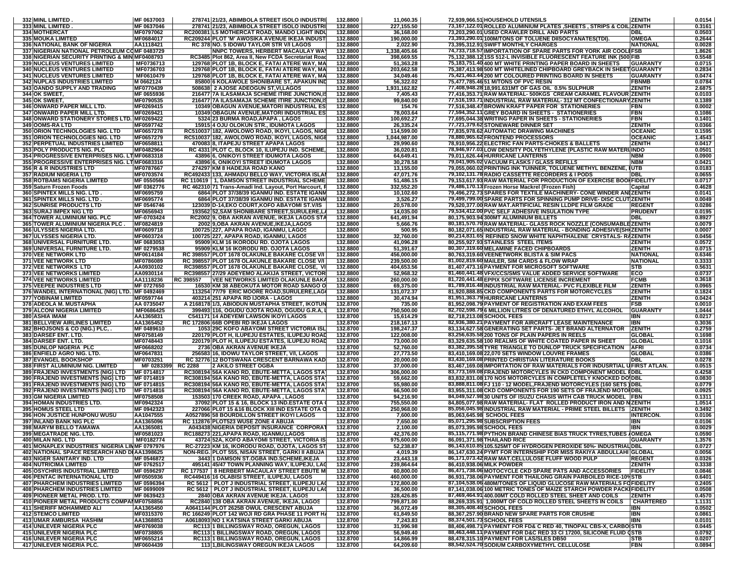| | | | | | | | | |
|---|---|---|---|---|---|---|---|---|
| 332 | MINL LIMITED . | MF 0637003 | 278741 21/23, ABIMBOLA STREET ISOLO INDUSTRI | 132.8800 | 11,060.35 | 72,939,966.51 HOUSEHOLD UTENSILS | ZENITH | 0.0154 |
| 333 | MINL LIMITED . | MF 0637046 | 278741 21/23, ABIMBOLA STREET ISOLO INDUSTRI | 132.8800 | 227,155.50 | 73,167,122.01 ROLLED ALUMINIUM PLATES ,SHEETS , STRIPS & COIL | ZENITH | 0.3161 |
| 334 | MOTHERCAT | MF0797062 | RC200381 L5 MOTHERCAT ROAD, MANDO LIGHT INDU | 132.8800 | 36,168.00 | 73,203,290.01 USED CRAWLER DRILL AND PARTS | DBL | 0.0503 |
| 335 | MOUKA LIMITED | MF0684017 | RC209244 PLOT 'M' AWOSIKA AVENUE IKEJA INDUST | 132.8800 | 190,000.00 | 73,393,290.01 100M/TONS OF TOLUENE DIISOCYANATES(TDI). | OMEGA | 0.2644 |
| 336 | NATIONAL BANK OF NIGERIA | AA1118421 | RC 378 NO. 5 IDOWU TAYLOR STR V/I LAGOS | 132.8800 | 2,022.90 | 73,395,312.91 SWIFT MONTHLY CHARGES | NATIONAL | 0.0028 |
| 337 | NIGERIAN NATIONAL PETROLEUM CO | MF 0483729 | NNPC TOWERS, HERBERT MACAULAY WAY | 132.8800 | 1,338,405.66 | 74,733,718.57 IMPORTATION OF SPARE PARTS FOR YORK AIR COOLI | FSB | 1.8626 |
| 338 | NIGERIAN SECURITY PRINTING & MIN | MF0408793 | RC3485 Plot 862, Area II, New FCDA Secretariat Road | 132.8800 | 398,669.55 | 75,132,388.12 1SS 512-L INVISIBLE FLUORESCENT FEATURE INK (500 | FIB | 0.5548 |
| 339 | NUCLEUS VENTURES LIMITED | MF0736713 | 129768 PLOT 1B, BLOCK E, FATAI ATERE WAY, MA | 132.8800 | 51,363.28 | 75,183,751.40 400 MT WHITE PRINTING PAPER BOARD IN SHEETS | GUARANTY | 0.0715 |
| 340 | NUCLEUS VENTURES LIMITED | MF0736703 | 129768 PLOT 1B, BLOCK E, FATAI ATERE WAY, MA | 132.8800 | 203,662.58 | 75,387,413.98 500 MT WHITELINED CHIPBOARD GREYBACK IN SHEET | GUARANTY | 0.2834 |
| 341 | NUCLEUS VENTURES LIMITED | MF0610479 | 129768 PLOT 1B, BLOCK E, FATAI ATERE WAY, MA | 132.8800 | 34,049.46 | 75,421,463.44 200 MT COLOURED PRINTING BOARD IN SHEETS | GUARANTY | 0.0474 |
| 342 | NUPLAS INDUSTRIES LIMITED | M 0662124 | 85800 6 KOLAWOLE SHONIBARE ST, APAKUN IND | 132.8800 | 56,322.02 | 75,477,785.46 51 M/TONS OF PVC RESIN | FBNMB | 0.0784 |
| 343 | OANDO SUPPLY AND TRADING | MF0770439 | 508638 2 AJOSE ADEOGUN ST,VI,LAGOS | 132.8800 | 1,931,162.82 | 77,408,948.28 18,991.631MT OF GAS OIL 0.5% SULPHUR | ZENITH | 2.6875 |
| 344 | OK SWEET, | MF 0655936 | 216477 7A ILASAMAJA SCHEME ITIRE JUNCTION,IS | 132.8800 | 7,405.43 | 77,416,353.71 RAW MATERIAL- 500KGS CREAM CARAMEL FLAVOUR | ZENITH | 0.0103 |
| 345 | OK SWEET, | MF0790535 | 216477 7A ILASAMAJA SCHEME ITIRE JUNCTION,IS | 132.8800 | 99,840.00 | 77,516,193.71 INDUSTRIAL RAW MATERIAL- 312 MT CONFECTIONARY | ZENITH | 0.1389 |
| 346 | ONWARD PAPER MILL LTD. | MF0269415 | 10349 OBAGUN AVENUE,MATORI INDUSTRIAL ES | 132.8800 | 154.76 | 77,516,348.47 BROWN KRAFT PAPER FOR STATIONERIES | FBN | 0.0002 |
| 347 | ONWARD PAPER MILL LTD. | MF0269421 | 10349 OBAGUN AVENUE,MATORI INDUSTRIAL ES | 132.8800 | 78,003.64 | 77,594,352.11 GREY BOARD IN SHEETS - STATIONERIES | FBN | 0.1086 |
| 348 | ONWARD STATIONERY STORES LTD. | MF0269422 | 5324 23 BURMA ROAD,APAPA , LAGOS | 132.8800 | 100,692.27 | 77,695,044.38 WRITING PAPER IN SHEETS - STATIONERIES | FBN | 0.1401 |
| 349 | OOMS-RA LTD | MF0597742 | 15915 4 OJU OLOKUN STR., IDUMOTA LAGOS | 132.8800 | 26,335.24 | 77,721,379.62 STONEWARE DINNER SET | ZENITH | 0.0366 |
| 350 | ORION TECHNOLOGIES NIG. LTD | MF0657278 | RC510037 182, AWOLOWO ROAD, IKOYI, LAGOS, NIGE | 132.8800 | 114,599.00 | 77,835,978.62 AUTOMATIC DRAWING MACHINES | OCEANIC | 0.1595 |
| 351 | ORION TECHNOLOGIES NIG. LTD | MF0657279 | RC510037 182, AWOLOWO ROAD, IKOYI, LAGOS, NIGE | 132.8800 | 1,044,987.00 | 78,880,965.62 FRONTEND PROCESSORS | OCEANIC | 1.4543 |
| 352 | PERPETUAL INDUSTRIES LIMITED | MF0658811 | 470083 8, ITAPEJU STREET APAPA LAGOS | 132.8800 | 29,990.60 | 78,910,956.22 ELECTRIC FAN PARTS-CHOKES & BALLETS | ZENITH | 0.0417 |
| 353 | POLY PRODUCTS NIG. PLC | MF0482964 | RC 4331 PLOT C, BLOCK 10, ILUPEJU IND. SCHEME, | 132.8800 | 36,020.81 | 78,946,977.03 LOW DENSITY POLYETHYLENE (PLASTIC RAW MATERI | INDO | 0.0501 |
| 354 | PROGRESSIVE ENTERPRISES NIG. LT | MF0683318 | 43896 6, ONIKOYI STREET IDUMOTA LAGOS | 132.8800 | 64,649.41 | 79,011,626.44 HURRICANE LANTERNS | NBM | 0.0900 |
| 355 | PROGRESSIVE ENTERPRISES NIG. LT | MF0683316 | 43896 6, ONIKOYI STREET IDUMOTA LAGOS | 132.8800 | 30,278.58 | 79,041,905.02 VACUUM FLASKS / GLASS REFILLS | NBM | 0.0421 |
| 356 | R & R INDUSTRIES LTD | MF0787667 | 274297 KM 8 HADEJIA ROAD KANO | 132.8800 | 13,155.00 | 79,055,060.02 PRINTING INK TUINNER, TOLUENE METHYL BENZENE, I | UTB | 0.0183 |
| 357 | RADIUM NIGERIA LTD | MF0703574 | RC492433 133, AHMADU BELLO WAY, VICTORIA ISLA | 132.8800 | 47,071.76 | 79,102,131.78 RADIO CASSETTE RECORDERS & I PODS | DBL | 0.0655 |
| 358 | ROTBAMS NIGERIA LIMITED | MF 0550566 | RC 110619 1, DAMSON STREET INDUSTRIAL SCHEME | 132.8800 | 51,486.15 | 79,153,617.93 RAW MATERIAL FOR PRODUCTION OF EXERCISE BOO | FIDELITY | 0.0717 |
| 359 | Saturn Frozen Foods | MF 0362776 | RC 462310 71 Trans-Amadi Ind. Layout, Port Harcourt, R | 132.8800 | 332,552.20 | 79,486,170.13 Frozen Horse Mackrel (Frozen Fish) | Capital | 0.4628 |
| 360 | SPINTEX MILLS NIG. LTD . | MF0695759 | 6864 PLOT 37/38/39 IGANMU IND. ESTATE IGANM | 132.8800 | 10,102.60 | 79,496,272.73 SPARES FOR TEXTILE MACHINERY- CONE WINDER AND | ZENITH | 0.0141 |
| 361 | SPINTEX MILLS NIG. LTD . | MF0695774 | 6864 PLOT 37/38/39 IGANMU IND. ESTATE IGANM | 132.8800 | 3,526.27 | 79,499,799.00 SPARE PARTS FOR SPINNING PUMP DRIVE- DISC CLUT | ZENITH | 0.0049 |
| 362 | SUNRISE PRODUCTS LTD | MF 0546746 | 123039 D-14,EKO COURT,KOFO ABAYOMI ST.V/IS | 132.8800 | 20,578.00 | 79,520,377.00 RAW MAT.ARTIFICIAL RESIN LLDPE FILM GRADE | REGENT | 0.0286 |
| 363 | SURAJ IMPEX NIG LTD | MF0656943 | 193562 52,SAM SHONIBARE STREET,SURULERE,LA | 132.8800 | 14,035.00 | 79,534,412.00 PVC SELF ADHESIVE INSULATION TYPE | PRUDENT | 0.0195 |
| 364 | TOWER ALUMINIUM NIG. PLC | MF-0703424 | RC2002 9, OBA AKRAN AVENUE, IKEJA LAGOS STA | 132.8800 | 641,491.94 | 80,175,903.94 300MT ALUMINIUM BILLETS | DBL | 0.8927 |
| 365 | TOWER ALUMINIUM NIGERIA PLC . | MF0824819 | 2002 9,OBA AKRAN AVENUE,IKEJA,LAGOS | 132.8800 | 5,666.76 | 80,181,570.70 RAW MATERIAL- GLASS ROCK NOZZLE (CONSUMABLE | ZENITH | 0.0079 |
| 366 | ULYSSES NIGERIA LTD. | MF0609718 | 100725 227, APAPA ROAD, IGANMU, LAGOS | 132.8800 | 500.95 | 80,182,071.65 INDUSTRIAL RAW MATERIAL - BONDING ADHESIVE(SH | ZENITH | 0.0007 |
| 367 | ULYSSES NIGERIA LTD. | MF0603724 | 100725 227, APAPA ROAD, IGANMU, LAGOS | 132.8800 | 32,760.00 | 80,214,831.65 REFINED SNOW WHITE NAPHTHALENE CRYSTALS- RA | ZENITH | 0.0456 |
| 368 | UNIVERSAL FURNITURE LTD. | MF 0683053 | 95909 KLM 16 IKORODU RD. OJOTA LAGOS | 132.8800 | 41,096.28 | 80,255,927.93 STAINLESS STEEL ITEMS | ZENITH | 0.0572 |
| 369 | UNIVERSAL FURNITURE LTD. | MF 0279638 | 95909 KLM 16 IKORODU RD. OJOTA LAGOS | 132.8800 | 51,391.67 | 80,307,319.60 MELAMINE FACED CHIPBOARDS | ZENITH | 0.0715 |
| 370 | VEE NETWORK LTD | MF0614184 | RC 398557 PLOT 1678 OLAKUNLE BAKARE CLOSE V/I | 132.8800 | 456,000.00 | 80,763,319.60 VEENETWORK BLISTA & SIM PACS | NATIONAL | 0.6346 |
| 371 | VEE NETWORK LTD | MF0786089 | RC 398557 PLOT 1678 OLAKUNLE BAKARE CLOSE V/I | 132.8800 | 239,500.00 | 81,002,819.60 MAILER, SIM CARDS & FLOW WRAP | NATIONAL | 0.3333 |
| 372 | VEE NETWORKS LTD | AA0930102 | RC398557 PLOT 1678 OLAKUNLE BAKARE CLOSE, VI | 132.8800 | 404,653.56 | 81,407,473.16 PAYMENT FOR MICROSOFT SOFTWARE | STB | 0.5631 |
| 373 | VEE NETWORKS LIMITED | AA0930114 | RC398557 27/29 ADEYEMO ALAKIJA STREET, VICTOR | 132.8800 | 52,968.32 | 81,460,441.48 VFX/CCS/SMS VALUE ADDED SERVICE SOFTWARE | ECO | 0.0737 |
| 374 | VEE NETWORKS LIMITED | AA1118236 | RC 398557 VEE NETWORKS LIMITED OLAKUNLE BAKA | 132.8800 | 260,000.00 | 81,720,441.48 EPPIX SOFTWARE LICENSE INCREMENT | FCMB | 0.3618 |
| 375 | VEEPEE INDUSTRIES LTD | MF 0727650 | 16530 KM 38 ABEOKUTA MOTOR ROAD SANGO O | 132.8800 | 69,375.00 | 81,789,816.48 INDUSTRIAL RAW MATERIAL- PVC FLEXIBLE FILM | ZENITH | 0.0965 |
| 376 | WANDEL INTERNATIONAL (NIG) LTD. | MF 0492469 | 113254 77/79 ERIC MOORE ROAD,SURULERE,LAG | 132.8800 | 131,072.37 | 81,920,888.85 CKD COMPONENTS PARTS FOR MOTORCYCLES | ZENITH | 0.1824 |
| 377 | YOBINAM LIMITED | MF0597744 | 403214 251 APAPA RD IJORA - LAGOS | 132.8800 | 30,474.94 | 81,951,363.79 HURRICANE LANTERNS | ZENITH | 0.0424 |
| 378 | ADEOLA M. MUSTAPHA | AA 0735047 | A 2168178 1/3, ABIODUN MUSTAPHA STREET, IKOTUN | 132.8700 | 735.00 | 81,952,098.79 PAYMENT OF REGISTRATION AND EXAM FEES | FSB | 0.0010 |
| 379 | ALCOM NIGERIA LIMITED | MF0686425 | 399493 116, OGUDU OJOTA ROAD, OGUDU G.R.A, L | 132.8700 | 750,500.00 | 82,702,598.79 6 MILLION LITRES OF DENATURED ETHYL ALCOHOL | GUARANTY | 1.0444 |
| 380 | ASHIA IMAM | AA1365831 | C541171 14 ADEYEMI LAWSON IKOYI LAGOS | 132.8700 | 15,614.29 | 82,718,213.08 SCHOOL FEES | IBN | 0.0217 |
| 381 | BELLVIEW AIRLINES LIMITED | AA1365452 | RC 172806 66B OPEBI RD IKEJA LAGOS | 132.8700 | 218,167.13 | 82,936,380.21 PAYMENT FOR AIRCRAFT LEASE MAINTENANCE | IBN | 0.3036 |
| 382 | BHOJSONS & CO (NIG.) PLC, . | MF 0489610 | 1053 29C KOFO ABAYOMI STREET VICTORIA ISL | 132.8700 | 198,247.37 | 83,134,627.58 GENERATING SET PARTS- JET BRAND ALTERNATOR | ZENITH | 0.2759 |
| 383 | DARSEF ENT. LTD. | MF0758149 | 220179 PLOT H, ILUPEJU ESTATES, ILUPEJU ROAD | 132.8700 | 122,008.00 | 83,256,635.58 200 TONS OF PLAIN PAPERS IN REELS | GLOBAL | 0.1698 |
| 384 | DARSEF ENT. LTD. | MF0748443 | 220179 PLOT H, ILUPEJU ESTATES, ILUPEJU ROAD | 132.8700 | 73,000.00 | 83,329,635.58 100 REALMS OF WHITE COATED PAPER IN SHEET | GLOBAL | 0.1016 |
| 385 | DUNLOP NIGERIA PLC | MF0668202 | 2736 OBA AKRAN AVENUE IKEJA | 132.8700 | 52,760.00 | 83,382,395.58 TYRE TRIANGLE TO DUNLOP TRUCK SPECIFICATION | AFRI | 0.0734 |
| 386 | ENFIELD AGRO NIG. LTD. | MF0647831 | 256583 16, IDOWU TAYLOR STREET, V/I, LAGOS | 132.8700 | 27,773.50 | 83,410,169.08 22,070 SETS WINDOW LOUVRE FRAMES | GLOBAL | 0.0386 |
| 387 | EVANGEL BOOKSHOP | MF0703251 | RC 32776 12 BOTSWANA CRESCENT BARNAWA KAD | 132.8700 | 20,000.00 | 83,430,169.08 PRINTED CHRISTIAN LITERATURE BOOKS | DBL | 0.0278 |
| 388 | FIRST ALUMINIUM NIG. LIMITED | MF 0283399 | RC 2288 2 AKILO STREET OGBA | 132.8700 | 37,000.00 | 83,467,169.08 IMPORTATION OF RAW MATERIALS FOR INDUSRTIAL U | FIRST ATLAN. | 0.0515 |
| 389 | FRAJEND INVESTMENTS (NIG) LTD | MF 0714817 | RC308194 56A KANO RD, EBUTE-METTA, LAGOS STA | 132.8700 | 306,000.00 | 83,773,169.08 FRAJEND MOTORCYLES IN CKD COMPONENT MODEL F | DBL | 0.4258 |
| 390 | FRAJEND INVESTMENTS (NIG) LTD | MF 0714819 | RC308194 56A KANO RD, EBUTE-METTA, LAGOS STA | 132.8700 | 59,662.00 | 83,832,831.08 170 NOS MOTORCYLES IN COMPLETELY KNOCKED DO | DBL | 0.0830 |
| 391 | FRAJEND INVESTMENTS (NIG) LTD | MF 0714815 | RC308194 56A KANO RD, EBUTE-METTA, LAGOS STA | 132.8700 | 55,980.00 | 83,888,811.08 FJ 110 - 12 MODEL,FRAJEND MOTORCYLES (160 SETS ) | DBL | 0.0779 |
| 392 | FRAJEND INVESTMENTS (NIG) LTD | MF 0714816 | RC308194 56A KANO RD, EBUTE-METTA, LAGOS STA | 132.8700 | 66,500.00 | 83,955,311.08 CKD COMPONENTS FOR 190 SETS OF FRAJEND MOTOR | DBL | 0.0925 |
| 393 | GM NIGERIA LIMITED | MF0758508 | 153503 170 CREEK ROAD, APAPA , LAGOS | 132.8700 | 94,216.90 | 84,049,527.98 30 UNITS OF ISUZU CHASIS WITH CAB TRUCK MODEL | FBN | 0.1311 |
| 394 | HOMAN INDUSTRIES LTD. | MF0942324 | 37092 PLOT 15 & 16, BLOCK 13 IND.ESTATE OTA ( | 132.8700 | 755,550.00 | 84,805,077.98 RAW MATERIAL- FLAT ROLLED PRODUCT IRON AND N | ZENITH | 1.0514 |
| 395 | HOMUS STEEL LTD | MF 0942323 | 227066 PLOT 15 &16 BLOCK XIII IND ESTATE OTA O | 132.8700 | 250,968.00 | 85,056,045.98 INDUSTRIAL RAW MATERIAL - PRIME STEEL BILLETS | ZENITH | 0.3492 |
| 396 | HON JUSTICE HUNPONU WUSU | AA1047555 | A0527896 58 BOURDILLON STREET IKOYI LAGOS | 132.8700 | 7,600.00 | 85,063,645.98 SCHOOL FEES | INTERCON. | 0.0106 |
| 397 | INLAND BANK NIG PLC | AA1365096 | RC 112876 PLOT523 WUSE ZONE 4 ABUJA | 132.8700 | 7,650.00 | 85,071,295.98 SUBSCRIPTION FEES | IBN | 0.0106 |
| 398 | MARYM BELLO TAMAWA | AA1365081 | A043438 NIGERIA DEPOSIT INSURANCE CORPORAT | 132.8700 | 2,100.00 | 85,073,395.98 SCHOOL FEES | IBN | 0.0029 |
| 399 | MEGATRADE NIG. LTD. | MF0581023 | RC188273 221,APAPA ROAD, IGANMU,LAGOS | 132.8700 | 42,376.00 | 85,115,771.98 PYTHON BRAND CHINESE BIAS TRUCK TYRES,TUBES / | OMEGA | 0.0590 |
| 400 | MILAN NIG. LTD | MF0182774 | 43724 52A, KOFO ABAYOMI STREET, VICTORIA IS | 132.8700 | 975,600.00 | 86,091,371.98 THAILAND RICE | GUARANTY | 1.3576 |
| 401 | MONAPLEX INDUSTRIES NIGERIA LIM | MF 0797976 | RC-27223 KM 16, IKORODU ROAD, OJOTA, LAGOS ST | 132.8700 | 52,238.87 | 86,143,610.85 105.525MT OF HYDROGEN PEROXIDE 50%- INDUSTRIAL | DBL | 0.0727 |
| 402 | NATIONAL SPACE RESEARCH AND DI | AA1398625 | NON-REG. PLOT 555, NISAN STREET, GARKI II ABUJA | 132.8700 | 4,019.39 | 86,147,630.24 PYMT FOR INTERNSHIP FOR MISS RAKIYA ABDULLAHI | GLOBAL | 0.0056 |
| 403 | NIGER SANITARY IND. LTD | MF 0546872 | 3443 1 DAMSON ST.OGBA IND.SCHEME,IKEJA | 132.8700 | 23,443.18 | 86,171,073.42 RAW MAT.CELLULOSE FLUFF WOOD PULP | REGENT | 0.0326 |
| 404 | NUTRICIMA LIMITED | MF 0762517 | 495141 45/47 TOWN PLANNING WAY, ILUPEJU, LAG | 132.8700 | 239,864.64 | 86,410,938.06 MILK POWDER | ZENITH | 0.3338 |
| 405 | OSYCHRIS INDUSTRIAL LIMITED | MF 0596297 | RC 177537 8 HERBERT MACAULAY STREET EBUTE M | 132.8700 | 60,800.00 | 86,471,738.06 MOTOCYCLE CKD SPARE PATS AND ACCESSORIES | FIDELITY | 0.0846 |
| 406 | PENTAC INTERNATIONAL LTD | MF0505936 | RC449416 16 OLABISI STREET, ILUPEJU, LAGOS | 132.8700 | 460,000.00 | 86,931,738.06 PAYMENT FOR THAILONG GRAIN PARBOILED RICE-10% | STB | 0.6401 |
| 407 | PHARCHEM INDUSTRIES LIMITED | MF 0596394 | RC 5612 PLOT J INDUSTRIAL STREET, ILUPEJU LAG | 132.8700 | 172,800.00 | 87,104,538.06 480M/TONES OF LIQUID GLUCOSE RAW MATERIALS FO | FIDELITY | 0.2405 |
| 408 | PHARCHEM INDUSTRIES LIMITED | MF 0699009 | RC 5612 PLOT J INDUSTRIAL STREET, ILUPEJU LAG | 132.8700 | 36,500.00 | 87,141,038.06 100 METRIC TONES OF MAIZE STARCH POWDER PACK | FIDELITY | 0.0508 |
| 409 | PIONEER METAL PROD. LTD. | MF 0639423 | 2840 OBA AKRAN AVENUE IKEJA. LAGOS | 132.8700 | 328,426.85 | 87,469,464.91 400.00MT COLD ROLLED STEEL SHEET AND COILS | ZENITH | 0.4570 |
| 410 | PIONEER METAL PRODUCTS COMPAN | MF0758856 | RC2840 138 OBA AKRAN AVENUE, IKEJA, LAGOS | 132.8700 | 799,871.00 | 88,269,335.91 1,000MT OF COLD ROLLED STEEL SHEETS IN COILS | CHARTERED | 1.1131 |
| 411 | SHERIFF MOHAMMED ALI | AA1365450 | A0641144 PLOT 2625B OWUL CRESCENT ABUJA | 132.8700 | 36,072.49 | 88,305,408.40 SCHOOL FEES | IBN | 0.0502 |
| 412 | STEMCO LIMITED | MF0315370 | RC 166249 PLOT 142 WOJI RD GRA PHASE 11 PORT H | 132.8700 | 61,849.50 | 88,367,257.90 BRAND NEW SPARE PARTS FOR CRUSHE | IBN | 0.0861 |
| 413 | UMAR AMBURSA HASHIM | AA1368853 | A0618093 NO 1 KATSINA STREET GARKI ABUJA | 132.8700 | 7,243.83 | 88,374,501.73 SCHOOL FEES | IBN | 0.0101 |
| 414 | UNILEVER NIGERIA PLC | MF0769038 | RC113 1 BILLINGSWAY ROAD, OREGUN, LAGOS | 132.8700 | 31,996.98 | 88,406,498.71 PAYMENT FOR FD& C RED 40, TINOPAL CBS-X, CARBO | STB | 0.0445 |
| 415 | UNILEVER NIGERIA PLC | MF0738805 | RC113 1 BILLINGSWAY ROAD, OREGUN, LAGOS | 132.8700 | 56,949.40 | 88,463,448.11 PAYMENT FOR D&C RED 33 CI 17200, SILICONE FLUID ( | STB | 0.0792 |
| 416 | UNILEVER NIGERIA PLC | MF0656214 | RC113 1 BILLINGSWAY ROAD, OREGUN, LAGOS | 132.8700 | 14,866.99 | 88,478,315.10 PAYMENT FOR LAS/SLES DB50 | STB | 0.0207 |
| 417 | UNILEVER NIGERIA PLC. | MF0604439 | 113 1,BILINGSWAY OREGUN IKEJA LAGOS | 132.8700 | 64,209.60 | 88,542,524.70 SODIUM CARBOXYMETHYL CELLULOSE | FBN | 0.0894 |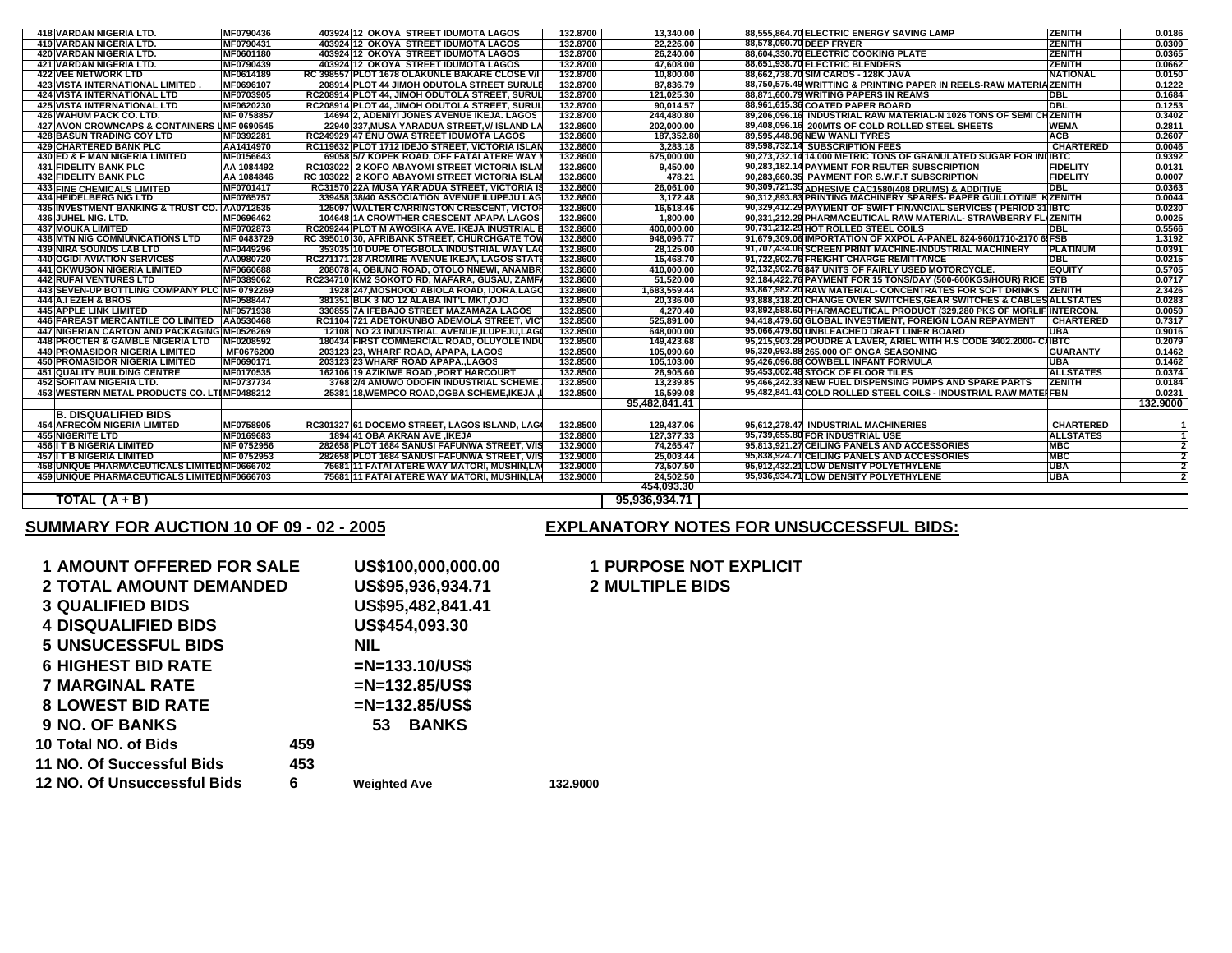| | | | | | | | | | |
|---|---|---|---|---|---|---|---|---|---|
| 418 | VARDAN NIGERIA LTD. | MF0790436 | 403924 | 12 OKOYA STREET IDUMOTA LAGOS | 132.8700 | 13,340.00 | 88,555,864.70 | ELECTRIC ENERGY SAVING LAMP | ZENITH | 0.0186 |
| 419 | VARDAN NIGERIA LTD. | MF0790431 | 403924 | 12 OKOYA STREET IDUMOTA LAGOS | 132.8700 | 22,226.00 | 88,578,090.70 | DEEP FRYER | ZENITH | 0.0309 |
| 420 | VARDAN NIGERIA LTD. | MF0601180 | 403924 | 12 OKOYA STREET IDUMOTA LAGOS | 132.8700 | 26,240.00 | 88,604,330.70 | ELECTRIC COOKING PLATE | ZENITH | 0.0365 |
| 421 | VARDAN NIGERIA LTD. | MF0790439 | 403924 | 12 OKOYA STREET IDUMOTA LAGOS | 132.8700 | 47,608.00 | 88,651,938.70 | ELECTRIC BLENDERS | ZENITH | 0.0662 |
| 422 | VEE NETWORK LTD | MF0614189 | RC 398557 | PLOT 1678 OLAKUNLE BAKARE CLOSE V/I | 132.8700 | 10,800.00 | 88,662,738.70 | SIM CARDS - 128K JAVA | NATIONAL | 0.0150 |
| 423 | VISTA INTERNATIONAL LIMITED . | MF0696107 | 208914 | PLOT 44 JIMOH ODUTOLA STREET SURULE | 132.8700 | 87,836.79 | 88,750,575.49 | WRITTING & PRINTING PAPER IN REELS-RAW MATERIA | ZENITH | 0.1222 |
| 424 | VISTA INTERNATIONAL LTD | MF0703905 | RC208914 | PLOT 44, JIMOH ODUTOLA STREET, SURUL | 132.8700 | 121,025.30 | 88,871,600.79 | WRITING PAPERS IN REAMS | DBL | 0.1684 |
| 425 | VISTA INTERNATIONAL LTD | MF0620230 | RC208914 | PLOT 44, JIMOH ODUTOLA STREET, SURUL | 132.8700 | 90,014.57 | 88,961,615.36 | COATED PAPER BOARD | DBL | 0.1253 |
| 426 | WAHUM PACK CO. LTD. | MF 0758857 | 14694 | 2, ADENIYI JONES AVENUE IKEJA. LAGOS | 132.8700 | 244,480.80 | 89,206,096.16 | INDUSTRIAL RAW MATERIAL-N 1026 TONS OF SEMI CH | ZENITH | 0.3402 |
| 427 | AVON CROWNCAPS & CONTAINERS L | MF 0690545 | 22940 | 337,MUSA YARADUA STREET,V/ ISLAND LA | 132.8600 | 202,000.00 | 89,408,096.16 | 200MTS OF COLD ROLLED STEEL SHEETS | WEMA | 0.2811 |
| 428 | BASUN TRADING COY LTD | MF0392281 | RC249929 | 47 ENU OWA STREET IDUMOTA LAGOS | 132.8600 | 187,352.80 | 89,595,448.96 | NEW WANLI TYRES | ACB | 0.2607 |
| 429 | CHARTERED BANK PLC | AA1414970 | RC119632 | PLOT 1712 IDEJO STREET, VICTORIA ISLAN | 132.8600 | 3,283.18 | 89,598,732.14 | SUBSCRIPTION FEES | CHARTERED | 0.0046 |
| 430 | ED & F MAN NIGERIA LIMITED | MF0156643 | 69058 | 5/7 KOPEK ROAD, OFF FATAI ATERE WAY M | 132.8600 | 675,000.00 | 90,273,732.14 | 14,000 METRIC TONS OF GRANULATED SUGAR FOR IN | IBTC | 0.9392 |
| 431 | FIDELITY BANK PLC | AA 1084492 | RC103022 | 2 KOFO ABAYOMI STREET VICTORIA ISLA | 132.8600 | 9,450.00 | 90,283,182.14 | PAYMENT FOR REUTER SUBSCRIPTION | FIDELITY | 0.0131 |
| 432 | FIDELITY BANK PLC | AA 1084846 | RC 103022 | 2 KOFO ABAYOMI STREET VICTORIA ISLA | 132.8600 | 478.21 | 90,283,660.35 | PAYMENT FOR S.W.F.T SUBSCRIPTION | FIDELITY | 0.0007 |
| 433 | FINE CHEMICALS LIMITED | MF0701417 | RC31570 | 22A MUSA YAR'ADUA STREET, VICTORIA IS | 132.8600 | 26,061.00 | 90,309,721.35 | ADHESIVE CAC1580(408 DRUMS) & ADDITIVE | DBL | 0.0363 |
| 434 | HEIDELBERG NIG LTD | MF0765757 | 339458 | 38/40 ASSOCIATION AVENUE ILUPEJU LAG | 132.8600 | 3,172.48 | 90,312,893.83 | PRINTING MACHINERY SPARES- PAPER GUILLOTINE K | ZENITH | 0.0044 |
| 435 | INVESTMENT BANKING & TRUST CO. | AA0712535 | 125097 | WALTER CARRINGTON CRESCENT, VICTOR | 132.8600 | 16,518.46 | 90,329,412.29 | PAYMENT OF SWIFT FINANCIAL SERVICES ( PERIOD 31 | IBTC | 0.0230 |
| 436 | JUHEL NIG. LTD. | MF0696462 | 104648 | 1A CROWTHER CRESCENT APAPA LAGOS | 132.8600 | 1,800.00 | 90,331,212.29 | PHARMACEUTICAL RAW MATERIAL- STRAWBERRY FL | ZENITH | 0.0025 |
| 437 | MOUKA LIMITED | MF0702873 | RC209244 | PLOT M AWOSIKA AVE. IKEJA INUSTRIAL E | 132.8600 | 400,000.00 | 90,731,212.29 | HOT ROLLED STEEL COILS | DBL | 0.5566 |
| 438 | MTN NIG COMMUNICATIONS LTD | MF 0483729 | RC 395010 | 30, AFRIBANK STREET, CHURCHGATE TOW | 132.8600 | 948,096.77 | 91,679,309.06 | IMPORTATION OF XXPOL A-PANEL 824-960/1710-2170 6 | FSB | 1.3192 |
| 439 | NIRA SOUNDS LAB LTD | MF0449296 | 353035 | 10 DUPE OTEGBOLA INDUSTRIAL WAY LAG | 132.8600 | 28,125.00 | 91,707,434.06 | SCREEN PRINT MACHINE-INDUSTRIAL MACHINERY | PLATINUM | 0.0391 |
| 440 | OGIDI AVIATION SERVICES | AA0980720 | RC271171 | 28 AROMIRE AVENUE IKEJA, LAGOS STATE | 132.8600 | 15,468.70 | 91,722,902.76 | FREIGHT CHARGE REMITTANCE | DBL | 0.0215 |
| 441 | OKWUSON NIGERIA LIMITED | MF0660688 | 208078 | 4, OBIUNO ROAD, OTOLO NNEWI, ANAMBR | 132.8600 | 410,000.00 | 92,132,902.76 | 847 UNITS OF FAIRLY USED MOTORCYCLE. | EQUITY | 0.5705 |
| 442 | RUFAI VENTURES LTD | MF0389062 | RC234710 | KM2 SOKOTO RD, MAFARA, GUSAU, ZAMF | 132.8600 | 51,520.00 | 92,184,422.76 | PAYMENT FOR 15 TONS/DAY (500-600KGS/HOUR) RICE | STB | 0.0717 |
| 443 | SEVEN-UP BOTTLING COMPANY PLC | MF 0792269 | 1928 | 247,MOSHOOD ABIOLA ROAD, IJORA,LAGO | 132.8600 | 1,683,559.44 | 93,867,982.20 | RAW MATERIAL- CONCENTRATES FOR SOFT DRINKS | ZENITH | 2.3426 |
| 444 | A.I EZEH & BROS | MF0588447 | 381351 | BLK 3 NO 12 ALABA INT'L MKT,OJO | 132.8500 | 20,336.00 | 93,888,318.20 | CHANGE OVER SWITCHES,GEAR SWITCHES & CABLES | ALLSTATES | 0.0283 |
| 445 | APPLE LINK LIMITED | MF0571938 | 330855 | 7A IFEBAJO STREET MAZAMAZA LAGOS | 132.8500 | 4,270.40 | 93,892,588.60 | PHARMACEUTICAL PRODUCT (329,280 PKS OF MORLIF | INTERCON. | 0.0059 |
| 446 | FAREAST MERCANTILE CO LIMITED | AA0530468 | RC1104 | 721 ADETOKUNBO ADEMOLA STREET, VIC | 132.8500 | 525,891.00 | 94,418,479.60 | GLOBAL INVESTMENT, FOREIGN LOAN REPAYMENT | CHARTERED | 0.7317 |
| 447 | NIGERIAN CARTON AND PACKAGING | MF0526269 | 12108 | NO 23 INDUSTRIAL AVENUE,ILUPEJU,LAG | 132.8500 | 648,000.00 | 95,066,479.60 | UNBLEACHED DRAFT LINER BOARD | UBA | 0.9016 |
| 448 | PROCTER & GAMBLE NIGERIA LTD | MF0208592 | 180434 | FIRST COMMERCIAL ROAD, OLUYOLE INDU | 132.8500 | 149,423.68 | 95,215,903.28 | POUDRE A LAVER, ARIEL WITH H.S CODE 3402.2000- C | IBTC | 0.2079 |
| 449 | PROMASIDOR NIGERIA LIMITED | MF0676200 | 203123 | 23, WHARF ROAD, APAPA, LAGOS | 132.8500 | 105,090.60 | 95,320,993.88 | 265,000 OF ONGA SEASONING | GUARANTY | 0.1462 |
| 450 | PROMASIDOR NIGERIA LIMITED | MF0690171 | 203123 | 23 WHARF ROAD APAPA.,LAGOS | 132.8500 | 105,103.00 | 95,426,096.88 | COWBELL INFANT FORMULA | UBA | 0.1462 |
| 451 | QUALITY BUILDING CENTRE | MF0170535 | 162106 | 19 AZIKIWE ROAD ,PORT HARCOURT | 132.8500 | 26,905.60 | 95,453,002.48 | STOCK OF FLOOR TILES | ALLSTATES | 0.0374 |
| 452 | SOFITAM NIGERIA LTD. | MF0737734 | 3768 | 2/4 AMUWO ODOFIN INDUSTRIAL SCHEME | 132.8500 | 13,239.85 | 95,466,242.33 | NEW FUEL DISPENSING PUMPS AND SPARE PARTS | ZENITH | 0.0184 |
| 453 | WESTERN METAL PRODUCTS CO. LTD | MF0488212 | 25381 | 18,WEMPCO ROAD,OGBA SCHEME,IKEJA ,L | 132.8500 | 16,599.08 | 95,482,841.41 | COLD ROLLED STEEL COILS - INDUSTRIAL RAW MATE | FBN | 0.0231 |
| | | | | | | 95,482,841.41 | | | | 132.9000 |
| | **B. DISQUALIFIED BIDS** | | | | | | | | | |
| 454 | AFRECOM NIGERIA LIMITED | MF0758905 | RC301327 | 61 DOCEMO STREET, LAGOS ISLAND, LAG | 132.8500 | 129,437.06 | 95,612,278.47 | INDUSTRIAL MACHINERIES | CHARTERED | 1 |
| 455 | NIGERITE LTD | MF0169683 | 1894 | 41 OBA AKRAN AVE ,IKEJA | 132.8800 | 127,377.33 | 95,739,655.80 | FOR INDUSTRIAL USE | ALLSTATES | 1 |
| 456 | I T B NIGERIA LIMITED | MF 0752956 | 282658 | PLOT 1684 SANUSI FAFUNWA STREET, V/IS | 132.9000 | 74,265.47 | 95,813,921.27 | CEILING PANELS AND ACCESSORIES | MBC | 2 |
| 457 | I T B NIGERIA LIMITED | MF 0752953 | 282658 | PLOT 1684 SANUSI FAFUNWA STREET, V/IS | 132.9000 | 25,003.44 | 95,838,924.71 | CEILING PANELS AND ACCESSORIES | MBC | 2 |
| 458 | UNIQUE PHARMACEUTICALS LIMITED | MF0666702 | 75681 | 11 FATAI ATERE WAY MATORI, MUSHIN,LA | 132.9000 | 73,507.50 | 95,912,432.21 | LOW DENSITY POLYETHYLENE | UBA | 2 |
| 459 | UNIQUE PHARMACEUTICALS LIMITED | MF0666703 | 75681 | 11 FATAI ATERE WAY MATORI, MUSHIN,LA | 132.9000 | 24,502.50 | 95,936,934.71 | LOW DENSITY POLYETHYLENE | UBA | 2 |
| | | | | | | 454,093.30 | | | | |
| | **TOTAL ( A + B )** | | | | | 95,936,934.71 | | | | |

## SUMMARY FOR AUCTION 10 OF 09 - 02 - 2005

| | | | |
|---|---|---|---|
| 1 AMOUNT OFFERED FOR SALE | | US$100,000,000.00 | |
| 2 TOTAL AMOUNT DEMANDED | | US$95,936,934.71 | |
| 3 QUALIFIED BIDS | | US$95,482,841.41 | |
| 4 DISQUALIFIED BIDS | | US$454,093.30 | |
| 5 UNSUCESSFUL BIDS | | NIL | |
| 6 HIGHEST BID RATE | | =N=133.10/US$ | |
| 7 MARGINAL RATE | | =N=132.85/US$ | |
| 8 LOWEST BID RATE | | =N=132.85/US$ | |
| 9 NO. OF BANKS | | 53 BANKS | |
| 10 Total NO. of Bids | 459 | | |
| 11 NO. Of Successful Bids | 453 | | |
| 12 NO. Of Unsuccessful Bids | 6 | Weighted Ave | 132.9000 |

## EXPLANATORY NOTES FOR UNSUCCESSFUL BIDS:

1 PURPOSE NOT EXPLICIT
2 MULTIPLE BIDS